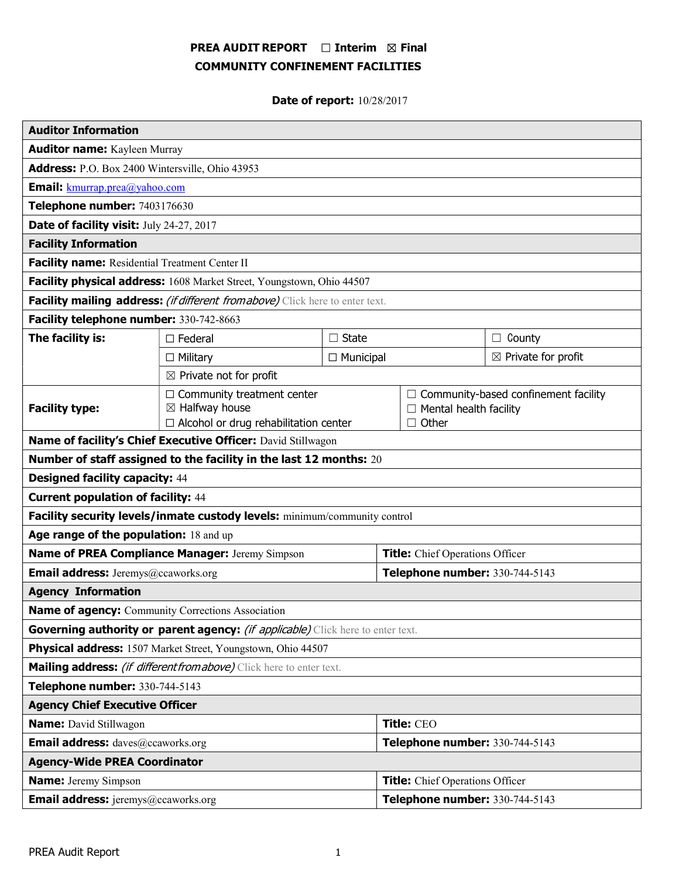# PREA AUDIT REPORT ☐ Interim ☒ Final
## COMMUNITY CONFINEMENT FACILITIES

**Date of report:** 10/28/2017

| **Auditor Information** | | | |
|---|---|---|---|
| **Auditor name:** Kayleen Murray | | | |
| **Address:** P.O. Box 2400 Wintersville, Ohio 43953 | | | |
| **Email:** kmurrap.prea@yahoo.com | | | |
| **Telephone number:** 7403176630 | | | |
| **Date of facility visit:** July 24-27, 2017 | | | |
| **Facility Information** | | | |
| **Facility name:** Residential Treatment Center II | | | |
| **Facility physical address:** 1608 Market Street, Youngstown, Ohio 44507 | | | |
| **Facility mailing address:** *(if different from above)* Click here to enter text. | | | |
| **Facility telephone number:** 330-742-8663 | | | |
| **The facility is:** | ☐ Federal | ☐ State | ☐ County |
| | ☐ Military | ☐ Municipal | ☒ Private for profit |
| | ☒ Private not for profit | | |
| **Facility type:** | ☐ Community treatment center<br>☒ Halfway house<br>☐ Alcohol or drug rehabilitation center | ☐ Community-based confinement facility<br>☐ Mental health facility<br>☐ Other | |
| **Name of facility's Chief Executive Officer:** David Stillwagon | | | |
| **Number of staff assigned to the facility in the last 12 months:** 20 | | | |
| **Designed facility capacity:** 44 | | | |
| **Current population of facility:** 44 | | | |
| **Facility security levels/inmate custody levels:** minimum/community control | | | |
| **Age range of the population:** 18 and up | | | |
| **Name of PREA Compliance Manager:** Jeremy Simpson | | **Title:** Chief Operations Officer | |
| **Email address:** Jeremys@ccaworks.org | | **Telephone number:** 330-744-5143 | |
| **Agency Information** | | | |
| **Name of agency:** Community Corrections Association | | | |
| **Governing authority or parent agency:** *(if applicable)* Click here to enter text. | | | |
| **Physical address:** 1507 Market Street, Youngstown, Ohio 44507 | | | |
| **Mailing address:** *(if different from above)* Click here to enter text. | | | |
| **Telephone number:** 330-744-5143 | | | |
| **Agency Chief Executive Officer** | | | |
| **Name:** David Stillwagon | | **Title:** CEO | |
| **Email address:** daves@ccaworks.org | | **Telephone number:** 330-744-5143 | |
| **Agency-Wide PREA Coordinator** | | | |
| **Name:** Jeremy Simpson | | **Title:** Chief Operations Officer | |
| **Email address:** jeremys@ccaworks.org | | **Telephone number:** 330-744-5143 | |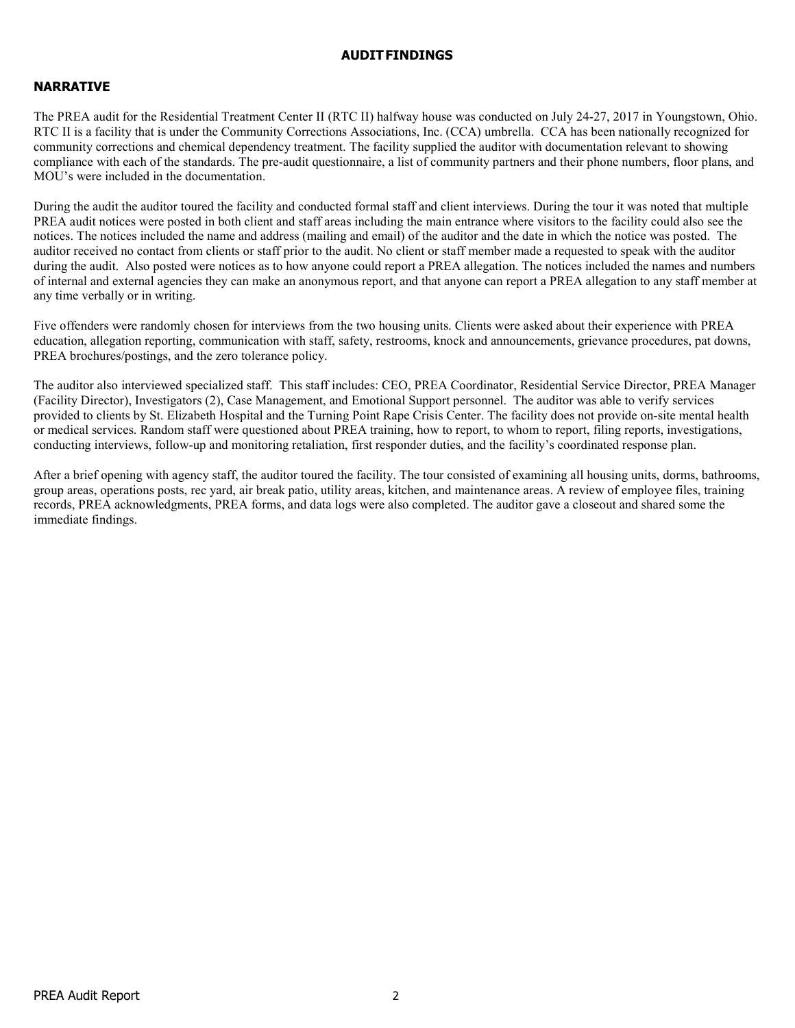## AUDIT FINDINGS

### NARRATIVE

The PREA audit for the Residential Treatment Center II (RTC II) halfway house was conducted on July 24-27, 2017 in Youngstown, Ohio. RTC II is a facility that is under the Community Corrections Associations, Inc. (CCA) umbrella. CCA has been nationally recognized for community corrections and chemical dependency treatment. The facility supplied the auditor with documentation relevant to showing compliance with each of the standards. The pre-audit questionnaire, a list of community partners and their phone numbers, floor plans, and MOU's were included in the documentation.

During the audit the auditor toured the facility and conducted formal staff and client interviews. During the tour it was noted that multiple PREA audit notices were posted in both client and staff areas including the main entrance where visitors to the facility could also see the notices. The notices included the name and address (mailing and email) of the auditor and the date in which the notice was posted. The auditor received no contact from clients or staff prior to the audit. No client or staff member made a requested to speak with the auditor during the audit. Also posted were notices as to how anyone could report a PREA allegation. The notices included the names and numbers of internal and external agencies they can make an anonymous report, and that anyone can report a PREA allegation to any staff member at any time verbally or in writing.

Five offenders were randomly chosen for interviews from the two housing units. Clients were asked about their experience with PREA education, allegation reporting, communication with staff, safety, restrooms, knock and announcements, grievance procedures, pat downs, PREA brochures/postings, and the zero tolerance policy.

The auditor also interviewed specialized staff. This staff includes: CEO, PREA Coordinator, Residential Service Director, PREA Manager (Facility Director), Investigators (2), Case Management, and Emotional Support personnel. The auditor was able to verify services provided to clients by St. Elizabeth Hospital and the Turning Point Rape Crisis Center. The facility does not provide on-site mental health or medical services. Random staff were questioned about PREA training, how to report, to whom to report, filing reports, investigations, conducting interviews, follow-up and monitoring retaliation, first responder duties, and the facility's coordinated response plan.

After a brief opening with agency staff, the auditor toured the facility. The tour consisted of examining all housing units, dorms, bathrooms, group areas, operations posts, rec yard, air break patio, utility areas, kitchen, and maintenance areas. A review of employee files, training records, PREA acknowledgments, PREA forms, and data logs were also completed. The auditor gave a closeout and shared some the immediate findings.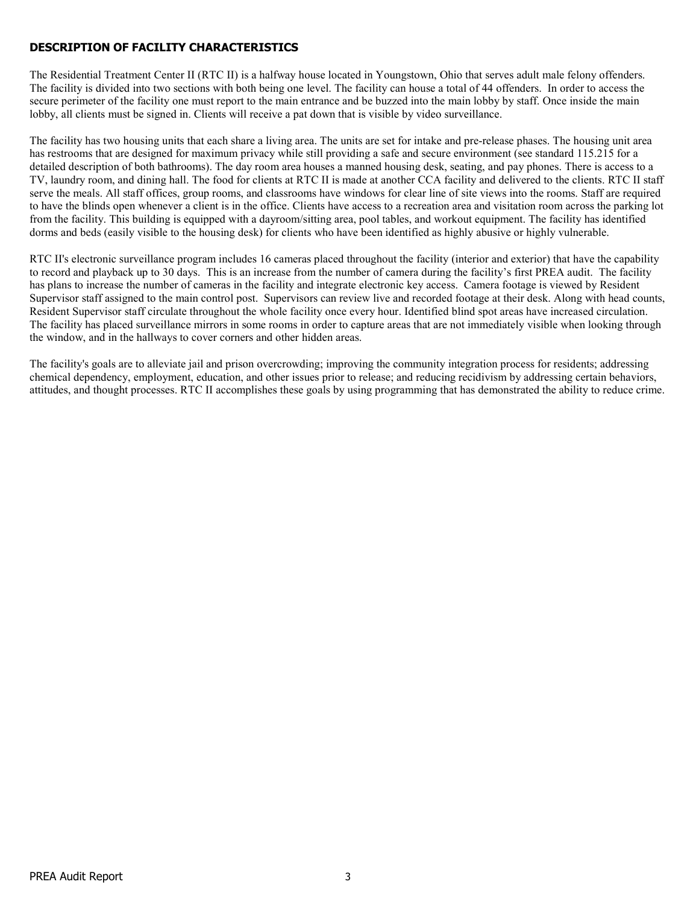## DESCRIPTION OF FACILITY CHARACTERISTICS

The Residential Treatment Center II (RTC II) is a halfway house located in Youngstown, Ohio that serves adult male felony offenders. The facility is divided into two sections with both being one level. The facility can house a total of 44 offenders. In order to access the secure perimeter of the facility one must report to the main entrance and be buzzed into the main lobby by staff. Once inside the main lobby, all clients must be signed in. Clients will receive a pat down that is visible by video surveillance.

The facility has two housing units that each share a living area. The units are set for intake and pre-release phases. The housing unit area has restrooms that are designed for maximum privacy while still providing a safe and secure environment (see standard 115.215 for a detailed description of both bathrooms). The day room area houses a manned housing desk, seating, and pay phones. There is access to a TV, laundry room, and dining hall. The food for clients at RTC II is made at another CCA facility and delivered to the clients. RTC II staff serve the meals. All staff offices, group rooms, and classrooms have windows for clear line of site views into the rooms. Staff are required to have the blinds open whenever a client is in the office. Clients have access to a recreation area and visitation room across the parking lot from the facility. This building is equipped with a dayroom/sitting area, pool tables, and workout equipment. The facility has identified dorms and beds (easily visible to the housing desk) for clients who have been identified as highly abusive or highly vulnerable.

RTC II's electronic surveillance program includes 16 cameras placed throughout the facility (interior and exterior) that have the capability to record and playback up to 30 days. This is an increase from the number of camera during the facility's first PREA audit. The facility has plans to increase the number of cameras in the facility and integrate electronic key access. Camera footage is viewed by Resident Supervisor staff assigned to the main control post. Supervisors can review live and recorded footage at their desk. Along with head counts, Resident Supervisor staff circulate throughout the whole facility once every hour. Identified blind spot areas have increased circulation. The facility has placed surveillance mirrors in some rooms in order to capture areas that are not immediately visible when looking through the window, and in the hallways to cover corners and other hidden areas.

The facility's goals are to alleviate jail and prison overcrowding; improving the community integration process for residents; addressing chemical dependency, employment, education, and other issues prior to release; and reducing recidivism by addressing certain behaviors, attitudes, and thought processes. RTC II accomplishes these goals by using programming that has demonstrated the ability to reduce crime.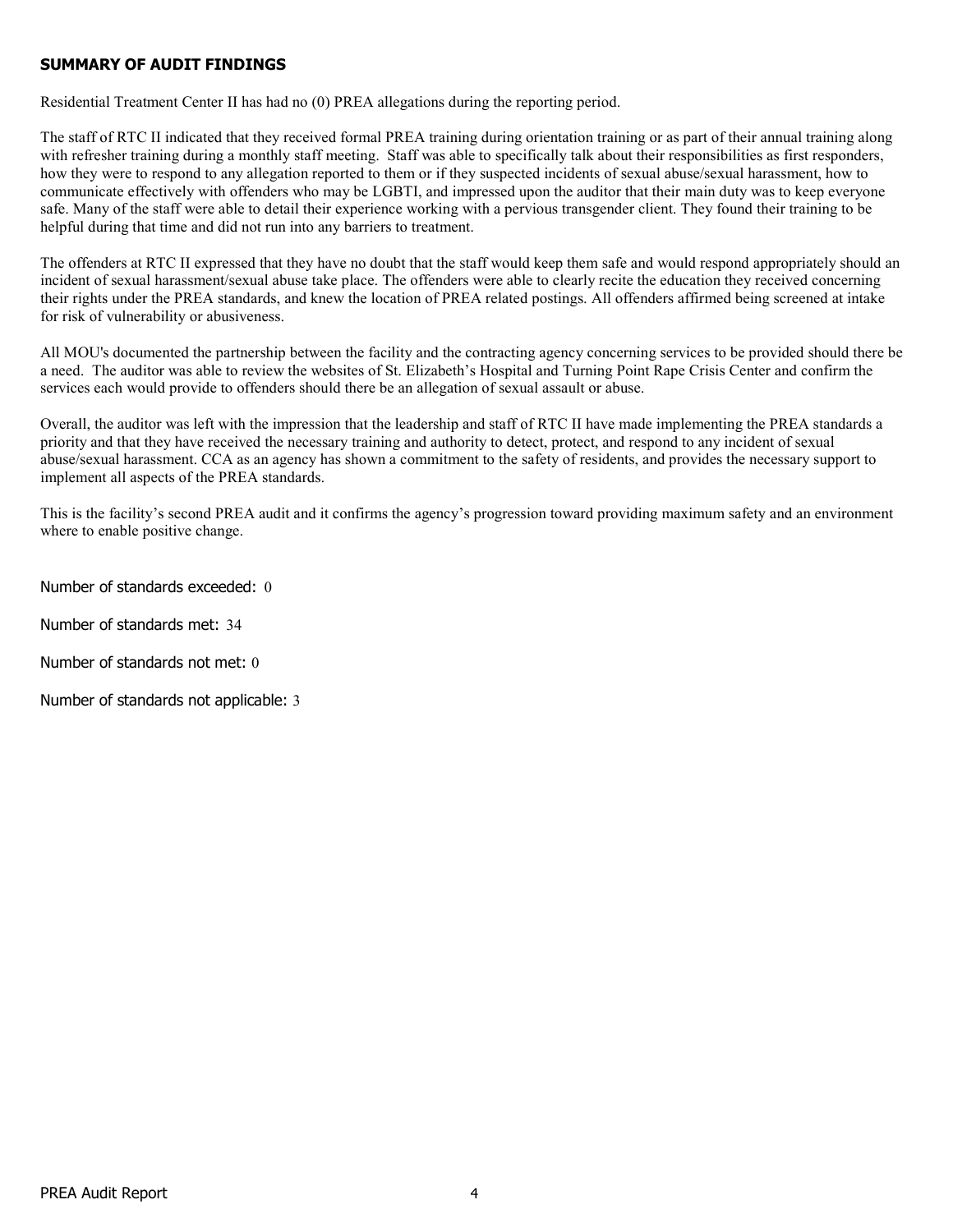## SUMMARY OF AUDIT FINDINGS

Residential Treatment Center II has had no (0) PREA allegations during the reporting period.

The staff of RTC II indicated that they received formal PREA training during orientation training or as part of their annual training along with refresher training during a monthly staff meeting. Staff was able to specifically talk about their responsibilities as first responders, how they were to respond to any allegation reported to them or if they suspected incidents of sexual abuse/sexual harassment, how to communicate effectively with offenders who may be LGBTI, and impressed upon the auditor that their main duty was to keep everyone safe. Many of the staff were able to detail their experience working with a pervious transgender client. They found their training to be helpful during that time and did not run into any barriers to treatment.

The offenders at RTC II expressed that they have no doubt that the staff would keep them safe and would respond appropriately should an incident of sexual harassment/sexual abuse take place. The offenders were able to clearly recite the education they received concerning their rights under the PREA standards, and knew the location of PREA related postings. All offenders affirmed being screened at intake for risk of vulnerability or abusiveness.

All MOU's documented the partnership between the facility and the contracting agency concerning services to be provided should there be a need. The auditor was able to review the websites of St. Elizabeth's Hospital and Turning Point Rape Crisis Center and confirm the services each would provide to offenders should there be an allegation of sexual assault or abuse.

Overall, the auditor was left with the impression that the leadership and staff of RTC II have made implementing the PREA standards a priority and that they have received the necessary training and authority to detect, protect, and respond to any incident of sexual abuse/sexual harassment. CCA as an agency has shown a commitment to the safety of residents, and provides the necessary support to implement all aspects of the PREA standards.

This is the facility's second PREA audit and it confirms the agency's progression toward providing maximum safety and an environment where to enable positive change.

Number of standards exceeded: 0

Number of standards met: 34

Number of standards not met: 0

Number of standards not applicable: 3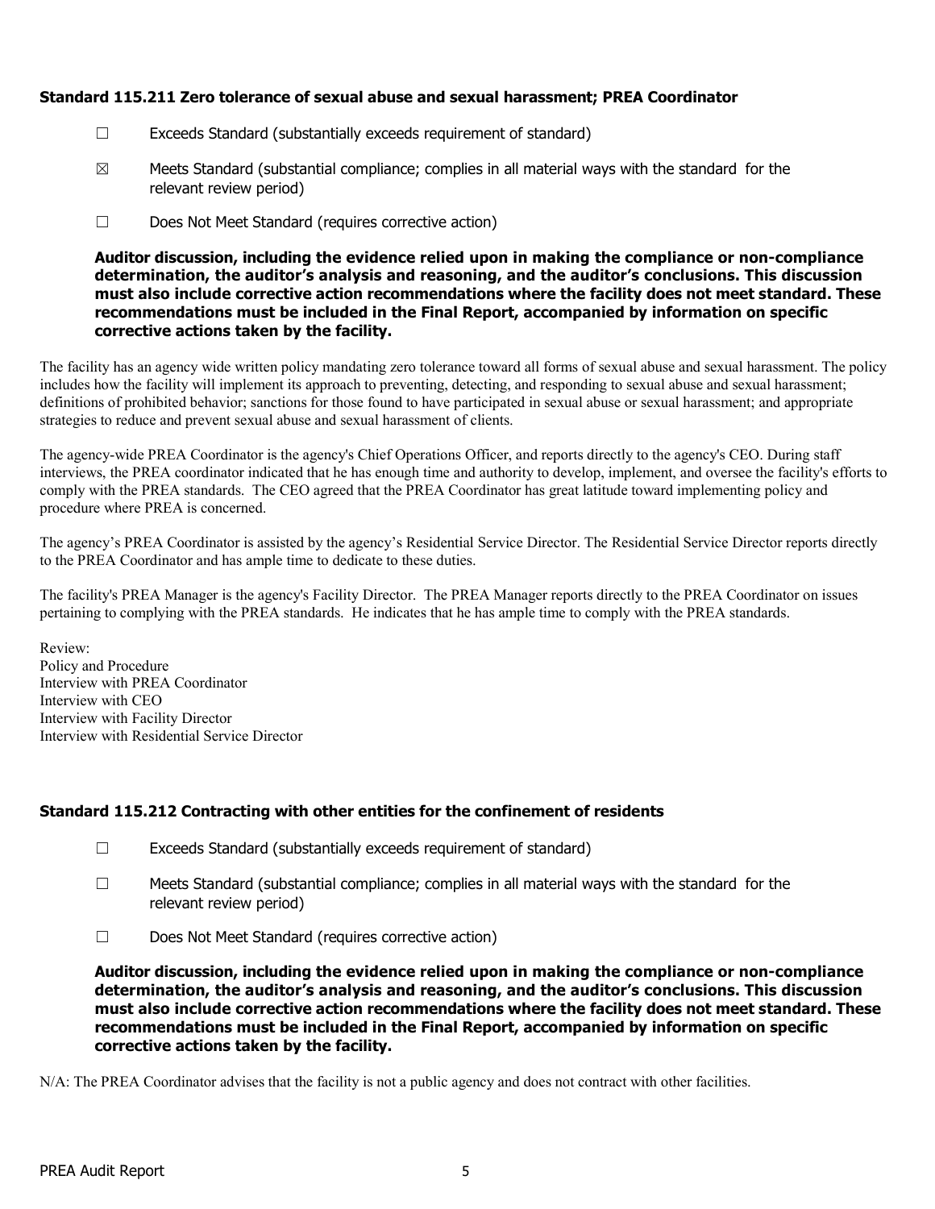### Standard 115.211 Zero tolerance of sexual abuse and sexual harassment; PREA Coordinator

☐ Exceeds Standard (substantially exceeds requirement of standard)

☒ Meets Standard (substantial compliance; complies in all material ways with the standard for the relevant review period)

☐ Does Not Meet Standard (requires corrective action)

**Auditor discussion, including the evidence relied upon in making the compliance or non-compliance determination, the auditor's analysis and reasoning, and the auditor's conclusions. This discussion must also include corrective action recommendations where the facility does not meet standard. These recommendations must be included in the Final Report, accompanied by information on specific corrective actions taken by the facility.**

The facility has an agency wide written policy mandating zero tolerance toward all forms of sexual abuse and sexual harassment. The policy includes how the facility will implement its approach to preventing, detecting, and responding to sexual abuse and sexual harassment; definitions of prohibited behavior; sanctions for those found to have participated in sexual abuse or sexual harassment; and appropriate strategies to reduce and prevent sexual abuse and sexual harassment of clients.

The agency-wide PREA Coordinator is the agency's Chief Operations Officer, and reports directly to the agency's CEO. During staff interviews, the PREA coordinator indicated that he has enough time and authority to develop, implement, and oversee the facility's efforts to comply with the PREA standards. The CEO agreed that the PREA Coordinator has great latitude toward implementing policy and procedure where PREA is concerned.

The agency's PREA Coordinator is assisted by the agency's Residential Service Director. The Residential Service Director reports directly to the PREA Coordinator and has ample time to dedicate to these duties.

The facility's PREA Manager is the agency's Facility Director. The PREA Manager reports directly to the PREA Coordinator on issues pertaining to complying with the PREA standards. He indicates that he has ample time to comply with the PREA standards.

Review:
Policy and Procedure
Interview with PREA Coordinator
Interview with CEO
Interview with Facility Director
Interview with Residential Service Director

### Standard 115.212 Contracting with other entities for the confinement of residents

☐ Exceeds Standard (substantially exceeds requirement of standard)

☐ Meets Standard (substantial compliance; complies in all material ways with the standard for the relevant review period)

☐ Does Not Meet Standard (requires corrective action)

**Auditor discussion, including the evidence relied upon in making the compliance or non-compliance determination, the auditor's analysis and reasoning, and the auditor's conclusions. This discussion must also include corrective action recommendations where the facility does not meet standard. These recommendations must be included in the Final Report, accompanied by information on specific corrective actions taken by the facility.**

N/A: The PREA Coordinator advises that the facility is not a public agency and does not contract with other facilities.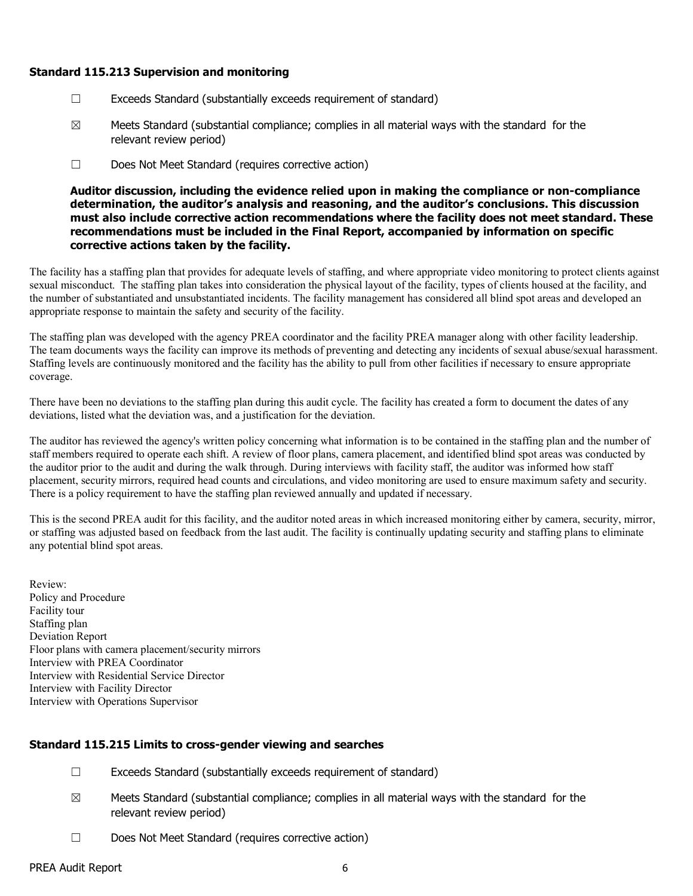### Standard 115.213 Supervision and monitoring

☐ Exceeds Standard (substantially exceeds requirement of standard)

☒ Meets Standard (substantial compliance; complies in all material ways with the standard for the relevant review period)

☐ Does Not Meet Standard (requires corrective action)

**Auditor discussion, including the evidence relied upon in making the compliance or non-compliance determination, the auditor's analysis and reasoning, and the auditor's conclusions. This discussion must also include corrective action recommendations where the facility does not meet standard. These recommendations must be included in the Final Report, accompanied by information on specific corrective actions taken by the facility.**

The facility has a staffing plan that provides for adequate levels of staffing, and where appropriate video monitoring to protect clients against sexual misconduct. The staffing plan takes into consideration the physical layout of the facility, types of clients housed at the facility, and the number of substantiated and unsubstantiated incidents. The facility management has considered all blind spot areas and developed an appropriate response to maintain the safety and security of the facility.

The staffing plan was developed with the agency PREA coordinator and the facility PREA manager along with other facility leadership. The team documents ways the facility can improve its methods of preventing and detecting any incidents of sexual abuse/sexual harassment. Staffing levels are continuously monitored and the facility has the ability to pull from other facilities if necessary to ensure appropriate coverage.

There have been no deviations to the staffing plan during this audit cycle. The facility has created a form to document the dates of any deviations, listed what the deviation was, and a justification for the deviation.

The auditor has reviewed the agency's written policy concerning what information is to be contained in the staffing plan and the number of staff members required to operate each shift. A review of floor plans, camera placement, and identified blind spot areas was conducted by the auditor prior to the audit and during the walk through. During interviews with facility staff, the auditor was informed how staff placement, security mirrors, required head counts and circulations, and video monitoring are used to ensure maximum safety and security. There is a policy requirement to have the staffing plan reviewed annually and updated if necessary.

This is the second PREA audit for this facility, and the auditor noted areas in which increased monitoring either by camera, security, mirror, or staffing was adjusted based on feedback from the last audit. The facility is continually updating security and staffing plans to eliminate any potential blind spot areas.

Review:
Policy and Procedure
Facility tour
Staffing plan
Deviation Report
Floor plans with camera placement/security mirrors
Interview with PREA Coordinator
Interview with Residential Service Director
Interview with Facility Director
Interview with Operations Supervisor

### Standard 115.215 Limits to cross-gender viewing and searches

☐ Exceeds Standard (substantially exceeds requirement of standard)

☒ Meets Standard (substantial compliance; complies in all material ways with the standard for the relevant review period)

☐ Does Not Meet Standard (requires corrective action)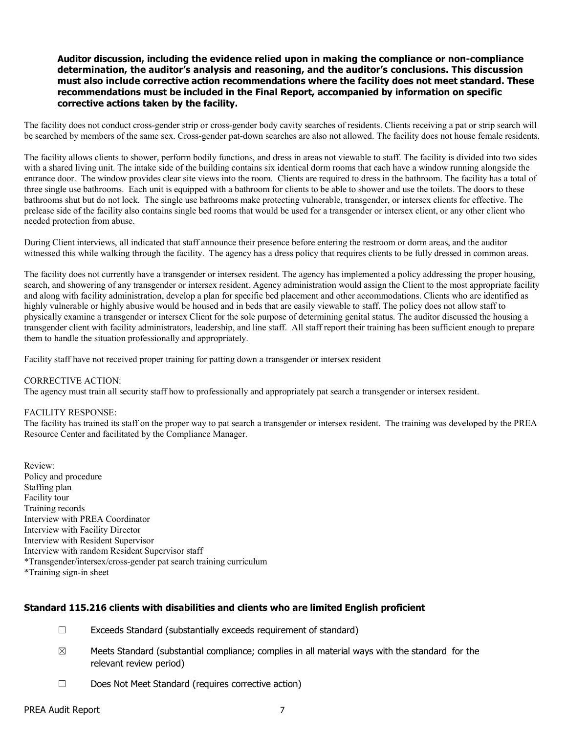**Auditor discussion, including the evidence relied upon in making the compliance or non-compliance determination, the auditor's analysis and reasoning, and the auditor's conclusions. This discussion must also include corrective action recommendations where the facility does not meet standard. These recommendations must be included in the Final Report, accompanied by information on specific corrective actions taken by the facility.**

The facility does not conduct cross-gender strip or cross-gender body cavity searches of residents. Clients receiving a pat or strip search will be searched by members of the same sex. Cross-gender pat-down searches are also not allowed. The facility does not house female residents.

The facility allows clients to shower, perform bodily functions, and dress in areas not viewable to staff. The facility is divided into two sides with a shared living unit. The intake side of the building contains six identical dorm rooms that each have a window running alongside the entrance door. The window provides clear site views into the room. Clients are required to dress in the bathroom. The facility has a total of three single use bathrooms. Each unit is equipped with a bathroom for clients to be able to shower and use the toilets. The doors to these bathrooms shut but do not lock. The single use bathrooms make protecting vulnerable, transgender, or intersex clients for effective. The prelease side of the facility also contains single bed rooms that would be used for a transgender or intersex client, or any other client who needed protection from abuse.

During Client interviews, all indicated that staff announce their presence before entering the restroom or dorm areas, and the auditor witnessed this while walking through the facility. The agency has a dress policy that requires clients to be fully dressed in common areas.

The facility does not currently have a transgender or intersex resident. The agency has implemented a policy addressing the proper housing, search, and showering of any transgender or intersex resident. Agency administration would assign the Client to the most appropriate facility and along with facility administration, develop a plan for specific bed placement and other accommodations. Clients who are identified as highly vulnerable or highly abusive would be housed and in beds that are easily viewable to staff. The policy does not allow staff to physically examine a transgender or intersex Client for the sole purpose of determining genital status. The auditor discussed the housing a transgender client with facility administrators, leadership, and line staff. All staff report their training has been sufficient enough to prepare them to handle the situation professionally and appropriately.

Facility staff have not received proper training for patting down a transgender or intersex resident

CORRECTIVE ACTION:
The agency must train all security staff how to professionally and appropriately pat search a transgender or intersex resident.

FACILITY RESPONSE:
The facility has trained its staff on the proper way to pat search a transgender or intersex resident. The training was developed by the PREA Resource Center and facilitated by the Compliance Manager.

Review:
Policy and procedure
Staffing plan
Facility tour
Training records
Interview with PREA Coordinator
Interview with Facility Director
Interview with Resident Supervisor
Interview with random Resident Supervisor staff
*Transgender/intersex/cross-gender pat search training curriculum
*Training sign-in sheet

### Standard 115.216 clients with disabilities and clients who are limited English proficient

☐ Exceeds Standard (substantially exceeds requirement of standard)

☒ Meets Standard (substantial compliance; complies in all material ways with the standard for the relevant review period)

☐ Does Not Meet Standard (requires corrective action)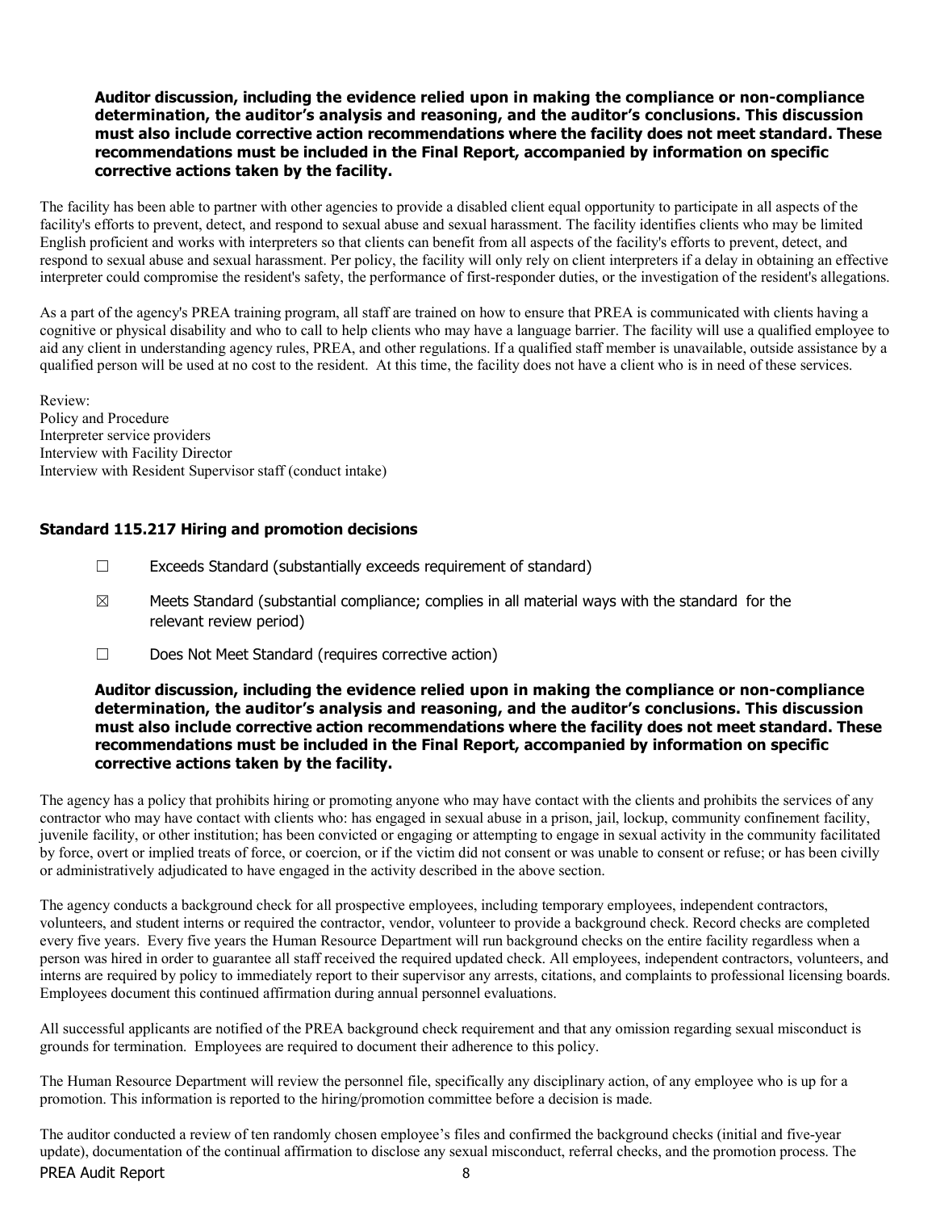**Auditor discussion, including the evidence relied upon in making the compliance or non-compliance determination, the auditor's analysis and reasoning, and the auditor's conclusions. This discussion must also include corrective action recommendations where the facility does not meet standard. These recommendations must be included in the Final Report, accompanied by information on specific corrective actions taken by the facility.**

The facility has been able to partner with other agencies to provide a disabled client equal opportunity to participate in all aspects of the facility's efforts to prevent, detect, and respond to sexual abuse and sexual harassment. The facility identifies clients who may be limited English proficient and works with interpreters so that clients can benefit from all aspects of the facility's efforts to prevent, detect, and respond to sexual abuse and sexual harassment. Per policy, the facility will only rely on client interpreters if a delay in obtaining an effective interpreter could compromise the resident's safety, the performance of first-responder duties, or the investigation of the resident's allegations.

As a part of the agency's PREA training program, all staff are trained on how to ensure that PREA is communicated with clients having a cognitive or physical disability and who to call to help clients who may have a language barrier. The facility will use a qualified employee to aid any client in understanding agency rules, PREA, and other regulations. If a qualified staff member is unavailable, outside assistance by a qualified person will be used at no cost to the resident. At this time, the facility does not have a client who is in need of these services.

Review:
Policy and Procedure
Interpreter service providers
Interview with Facility Director
Interview with Resident Supervisor staff (conduct intake)

### Standard 115.217 Hiring and promotion decisions

☐ Exceeds Standard (substantially exceeds requirement of standard)

☒ Meets Standard (substantial compliance; complies in all material ways with the standard for the relevant review period)

☐ Does Not Meet Standard (requires corrective action)

**Auditor discussion, including the evidence relied upon in making the compliance or non-compliance determination, the auditor's analysis and reasoning, and the auditor's conclusions. This discussion must also include corrective action recommendations where the facility does not meet standard. These recommendations must be included in the Final Report, accompanied by information on specific corrective actions taken by the facility.**

The agency has a policy that prohibits hiring or promoting anyone who may have contact with the clients and prohibits the services of any contractor who may have contact with clients who: has engaged in sexual abuse in a prison, jail, lockup, community confinement facility, juvenile facility, or other institution; has been convicted or engaging or attempting to engage in sexual activity in the community facilitated by force, overt or implied treats of force, or coercion, or if the victim did not consent or was unable to consent or refuse; or has been civilly or administratively adjudicated to have engaged in the activity described in the above section.

The agency conducts a background check for all prospective employees, including temporary employees, independent contractors, volunteers, and student interns or required the contractor, vendor, volunteer to provide a background check. Record checks are completed every five years. Every five years the Human Resource Department will run background checks on the entire facility regardless when a person was hired in order to guarantee all staff received the required updated check. All employees, independent contractors, volunteers, and interns are required by policy to immediately report to their supervisor any arrests, citations, and complaints to professional licensing boards. Employees document this continued affirmation during annual personnel evaluations.

All successful applicants are notified of the PREA background check requirement and that any omission regarding sexual misconduct is grounds for termination. Employees are required to document their adherence to this policy.

The Human Resource Department will review the personnel file, specifically any disciplinary action, of any employee who is up for a promotion. This information is reported to the hiring/promotion committee before a decision is made.

The auditor conducted a review of ten randomly chosen employee's files and confirmed the background checks (initial and five-year update), documentation of the continual affirmation to disclose any sexual misconduct, referral checks, and the promotion process. The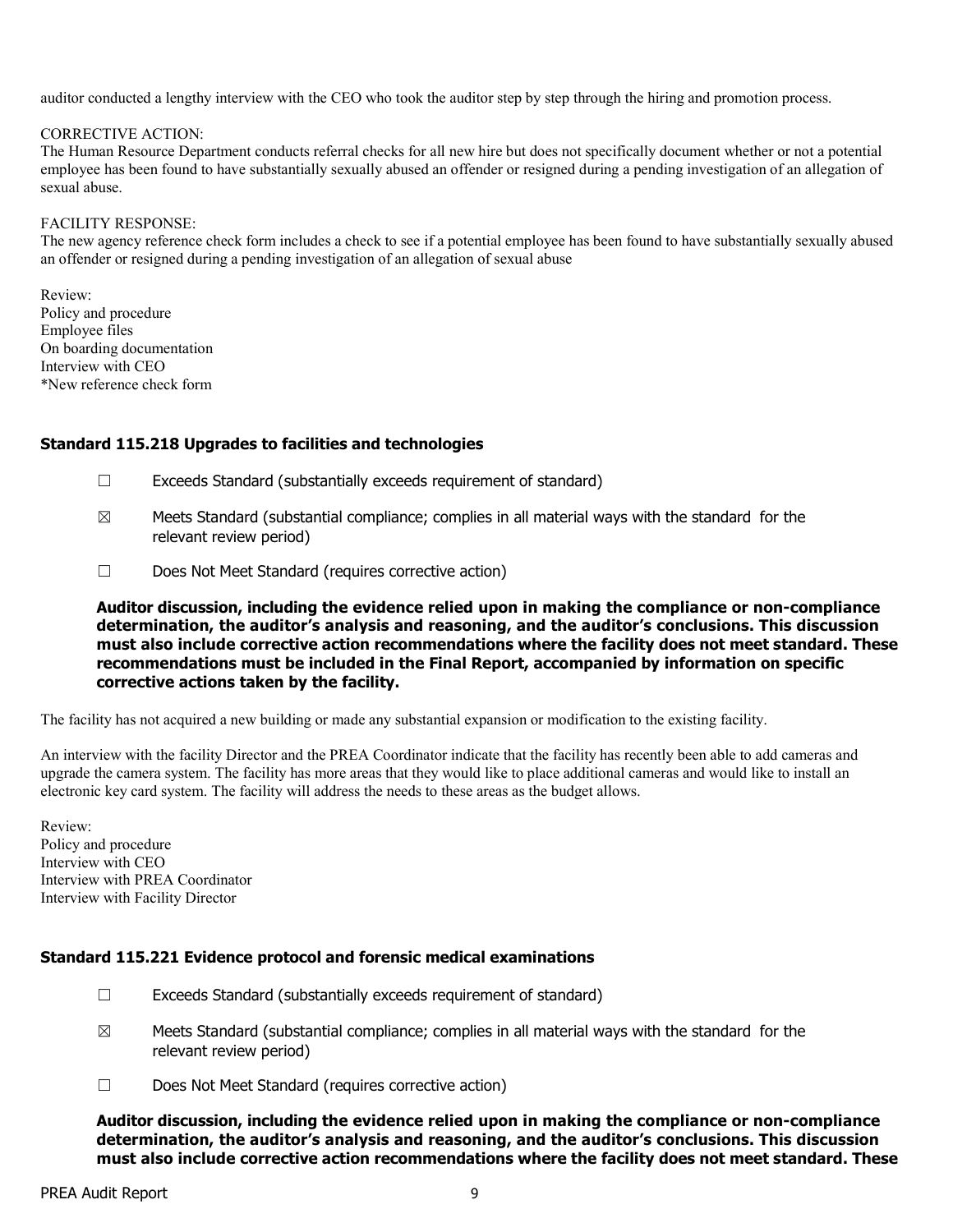auditor conducted a lengthy interview with the CEO who took the auditor step by step through the hiring and promotion process.

CORRECTIVE ACTION:
The Human Resource Department conducts referral checks for all new hire but does not specifically document whether or not a potential employee has been found to have substantially sexually abused an offender or resigned during a pending investigation of an allegation of sexual abuse.

FACILITY RESPONSE:
The new agency reference check form includes a check to see if a potential employee has been found to have substantially sexually abused an offender or resigned during a pending investigation of an allegation of sexual abuse

Review:
Policy and procedure
Employee files
On boarding documentation
Interview with CEO
*New reference check form

### Standard 115.218 Upgrades to facilities and technologies

☐ Exceeds Standard (substantially exceeds requirement of standard)

☒ Meets Standard (substantial compliance; complies in all material ways with the standard for the relevant review period)

☐ Does Not Meet Standard (requires corrective action)

**Auditor discussion, including the evidence relied upon in making the compliance or non-compliance determination, the auditor's analysis and reasoning, and the auditor's conclusions. This discussion must also include corrective action recommendations where the facility does not meet standard. These recommendations must be included in the Final Report, accompanied by information on specific corrective actions taken by the facility.**

The facility has not acquired a new building or made any substantial expansion or modification to the existing facility.

An interview with the facility Director and the PREA Coordinator indicate that the facility has recently been able to add cameras and upgrade the camera system. The facility has more areas that they would like to place additional cameras and would like to install an electronic key card system. The facility will address the needs to these areas as the budget allows.

Review:
Policy and procedure
Interview with CEO
Interview with PREA Coordinator
Interview with Facility Director

### Standard 115.221 Evidence protocol and forensic medical examinations

☐ Exceeds Standard (substantially exceeds requirement of standard)

☒ Meets Standard (substantial compliance; complies in all material ways with the standard for the relevant review period)

☐ Does Not Meet Standard (requires corrective action)

**Auditor discussion, including the evidence relied upon in making the compliance or non-compliance determination, the auditor's analysis and reasoning, and the auditor's conclusions. This discussion must also include corrective action recommendations where the facility does not meet standard. These**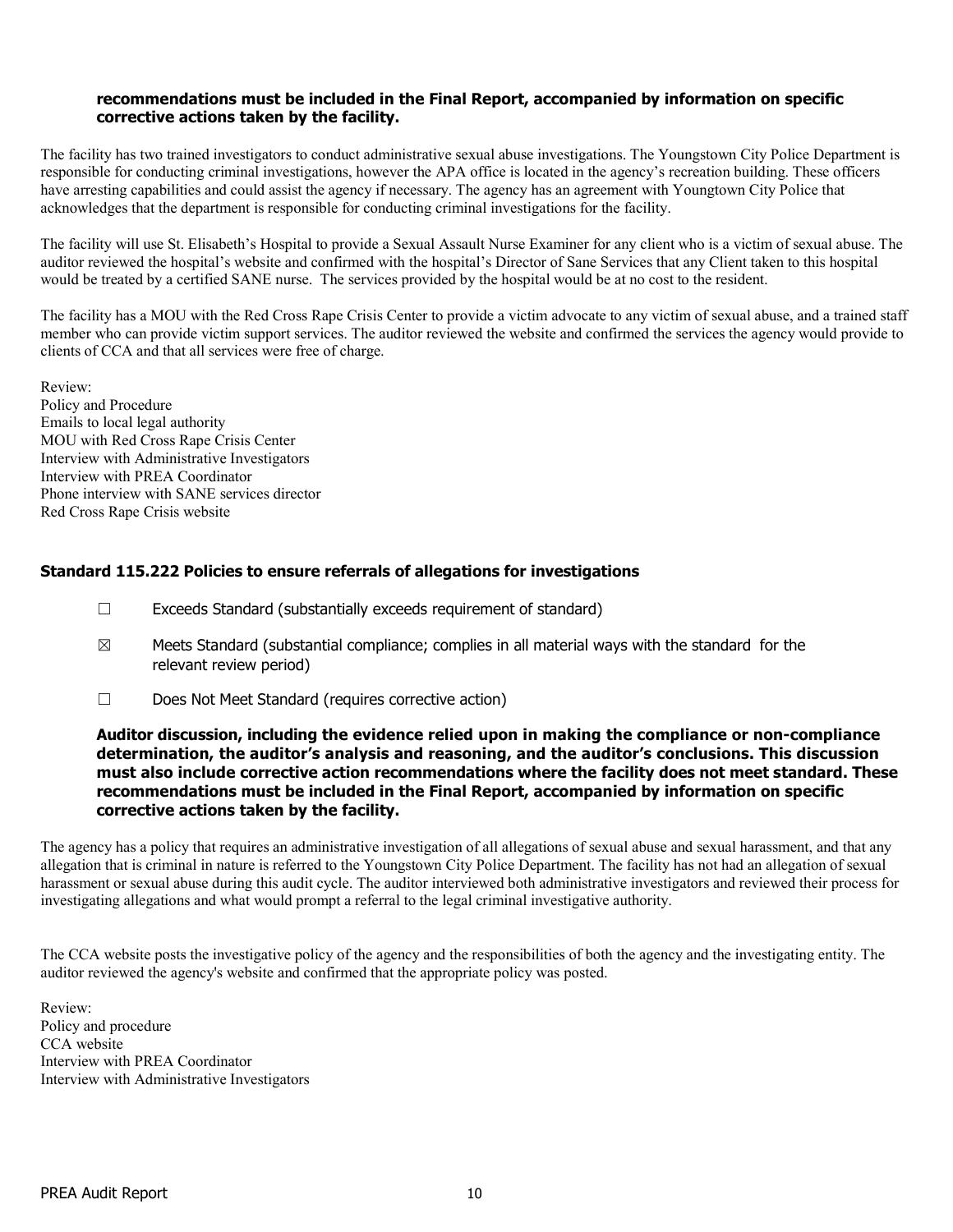**recommendations must be included in the Final Report, accompanied by information on specific corrective actions taken by the facility.**

The facility has two trained investigators to conduct administrative sexual abuse investigations. The Youngstown City Police Department is responsible for conducting criminal investigations, however the APA office is located in the agency's recreation building. These officers have arresting capabilities and could assist the agency if necessary. The agency has an agreement with Youngtown City Police that acknowledges that the department is responsible for conducting criminal investigations for the facility.

The facility will use St. Elisabeth's Hospital to provide a Sexual Assault Nurse Examiner for any client who is a victim of sexual abuse. The auditor reviewed the hospital's website and confirmed with the hospital's Director of Sane Services that any Client taken to this hospital would be treated by a certified SANE nurse. The services provided by the hospital would be at no cost to the resident.

The facility has a MOU with the Red Cross Rape Crisis Center to provide a victim advocate to any victim of sexual abuse, and a trained staff member who can provide victim support services. The auditor reviewed the website and confirmed the services the agency would provide to clients of CCA and that all services were free of charge.

Review:
Policy and Procedure
Emails to local legal authority
MOU with Red Cross Rape Crisis Center
Interview with Administrative Investigators
Interview with PREA Coordinator
Phone interview with SANE services director
Red Cross Rape Crisis website

### Standard 115.222 Policies to ensure referrals of allegations for investigations

☐ Exceeds Standard (substantially exceeds requirement of standard)

☒ Meets Standard (substantial compliance; complies in all material ways with the standard for the relevant review period)

☐ Does Not Meet Standard (requires corrective action)

**Auditor discussion, including the evidence relied upon in making the compliance or non-compliance determination, the auditor's analysis and reasoning, and the auditor's conclusions. This discussion must also include corrective action recommendations where the facility does not meet standard. These recommendations must be included in the Final Report, accompanied by information on specific corrective actions taken by the facility.**

The agency has a policy that requires an administrative investigation of all allegations of sexual abuse and sexual harassment, and that any allegation that is criminal in nature is referred to the Youngstown City Police Department. The facility has not had an allegation of sexual harassment or sexual abuse during this audit cycle. The auditor interviewed both administrative investigators and reviewed their process for investigating allegations and what would prompt a referral to the legal criminal investigative authority.

The CCA website posts the investigative policy of the agency and the responsibilities of both the agency and the investigating entity. The auditor reviewed the agency's website and confirmed that the appropriate policy was posted.

Review:
Policy and procedure
CCA website
Interview with PREA Coordinator
Interview with Administrative Investigators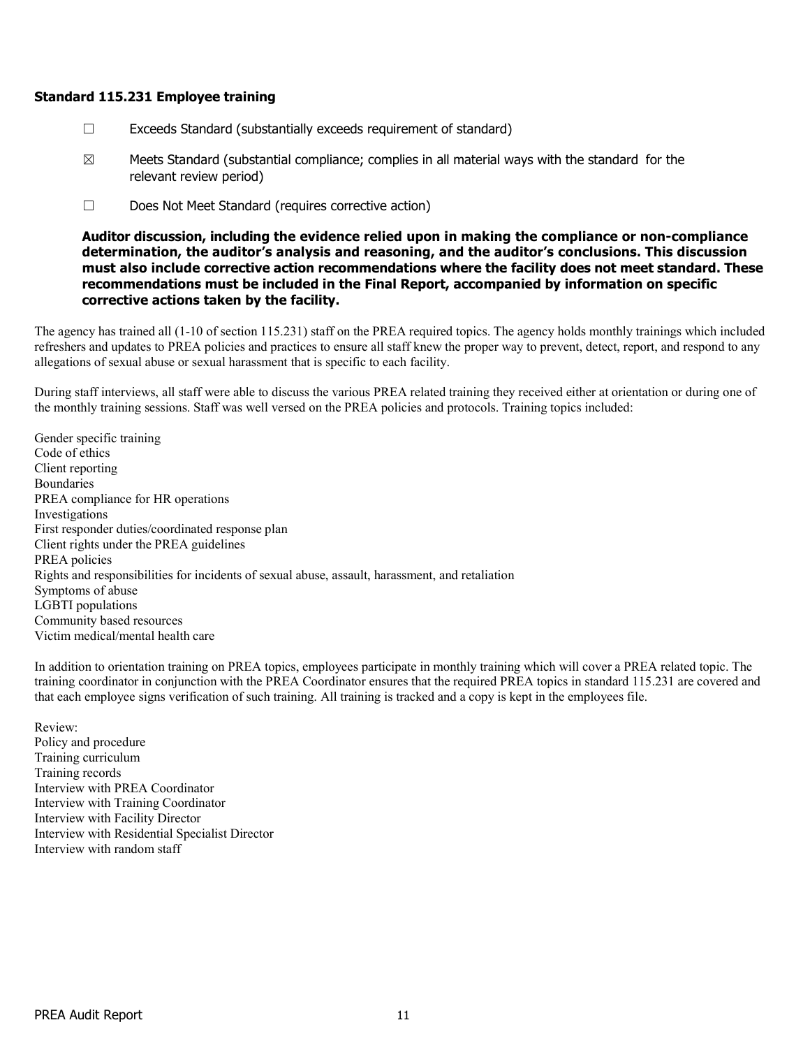### Standard 115.231 Employee training

☐ Exceeds Standard (substantially exceeds requirement of standard)

☒ Meets Standard (substantial compliance; complies in all material ways with the standard for the relevant review period)

☐ Does Not Meet Standard (requires corrective action)

**Auditor discussion, including the evidence relied upon in making the compliance or non-compliance determination, the auditor's analysis and reasoning, and the auditor's conclusions. This discussion must also include corrective action recommendations where the facility does not meet standard. These recommendations must be included in the Final Report, accompanied by information on specific corrective actions taken by the facility.**

The agency has trained all (1-10 of section 115.231) staff on the PREA required topics. The agency holds monthly trainings which included refreshers and updates to PREA policies and practices to ensure all staff knew the proper way to prevent, detect, report, and respond to any allegations of sexual abuse or sexual harassment that is specific to each facility.

During staff interviews, all staff were able to discuss the various PREA related training they received either at orientation or during one of the monthly training sessions. Staff was well versed on the PREA policies and protocols. Training topics included:

Gender specific training
Code of ethics
Client reporting
Boundaries
PREA compliance for HR operations
Investigations
First responder duties/coordinated response plan
Client rights under the PREA guidelines
PREA policies
Rights and responsibilities for incidents of sexual abuse, assault, harassment, and retaliation
Symptoms of abuse
LGBTI populations
Community based resources
Victim medical/mental health care

In addition to orientation training on PREA topics, employees participate in monthly training which will cover a PREA related topic. The training coordinator in conjunction with the PREA Coordinator ensures that the required PREA topics in standard 115.231 are covered and that each employee signs verification of such training. All training is tracked and a copy is kept in the employees file.

Review:
Policy and procedure
Training curriculum
Training records
Interview with PREA Coordinator
Interview with Training Coordinator
Interview with Facility Director
Interview with Residential Specialist Director
Interview with random staff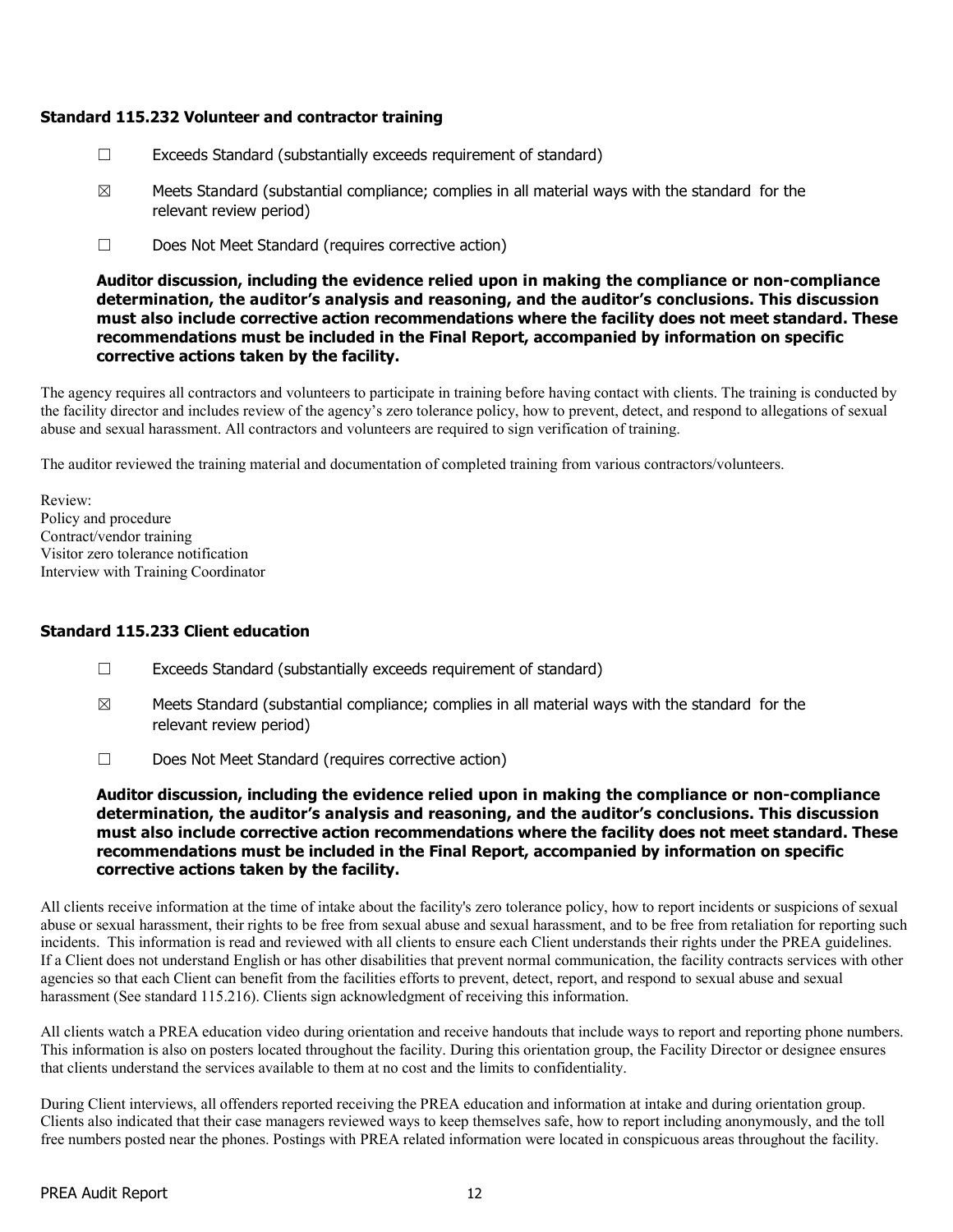### Standard 115.232 Volunteer and contractor training

☐ Exceeds Standard (substantially exceeds requirement of standard)

☒ Meets Standard (substantial compliance; complies in all material ways with the standard for the relevant review period)

☐ Does Not Meet Standard (requires corrective action)

**Auditor discussion, including the evidence relied upon in making the compliance or non-compliance determination, the auditor's analysis and reasoning, and the auditor's conclusions. This discussion must also include corrective action recommendations where the facility does not meet standard. These recommendations must be included in the Final Report, accompanied by information on specific corrective actions taken by the facility.**

The agency requires all contractors and volunteers to participate in training before having contact with clients. The training is conducted by the facility director and includes review of the agency's zero tolerance policy, how to prevent, detect, and respond to allegations of sexual abuse and sexual harassment. All contractors and volunteers are required to sign verification of training.

The auditor reviewed the training material and documentation of completed training from various contractors/volunteers.

Review:
Policy and procedure
Contract/vendor training
Visitor zero tolerance notification
Interview with Training Coordinator

### Standard 115.233 Client education

☐ Exceeds Standard (substantially exceeds requirement of standard)

☒ Meets Standard (substantial compliance; complies in all material ways with the standard for the relevant review period)

☐ Does Not Meet Standard (requires corrective action)

**Auditor discussion, including the evidence relied upon in making the compliance or non-compliance determination, the auditor's analysis and reasoning, and the auditor's conclusions. This discussion must also include corrective action recommendations where the facility does not meet standard. These recommendations must be included in the Final Report, accompanied by information on specific corrective actions taken by the facility.**

All clients receive information at the time of intake about the facility's zero tolerance policy, how to report incidents or suspicions of sexual abuse or sexual harassment, their rights to be free from sexual abuse and sexual harassment, and to be free from retaliation for reporting such incidents. This information is read and reviewed with all clients to ensure each Client understands their rights under the PREA guidelines. If a Client does not understand English or has other disabilities that prevent normal communication, the facility contracts services with other agencies so that each Client can benefit from the facilities efforts to prevent, detect, report, and respond to sexual abuse and sexual harassment (See standard 115.216). Clients sign acknowledgment of receiving this information.

All clients watch a PREA education video during orientation and receive handouts that include ways to report and reporting phone numbers. This information is also on posters located throughout the facility. During this orientation group, the Facility Director or designee ensures that clients understand the services available to them at no cost and the limits to confidentiality.

During Client interviews, all offenders reported receiving the PREA education and information at intake and during orientation group. Clients also indicated that their case managers reviewed ways to keep themselves safe, how to report including anonymously, and the toll free numbers posted near the phones. Postings with PREA related information were located in conspicuous areas throughout the facility.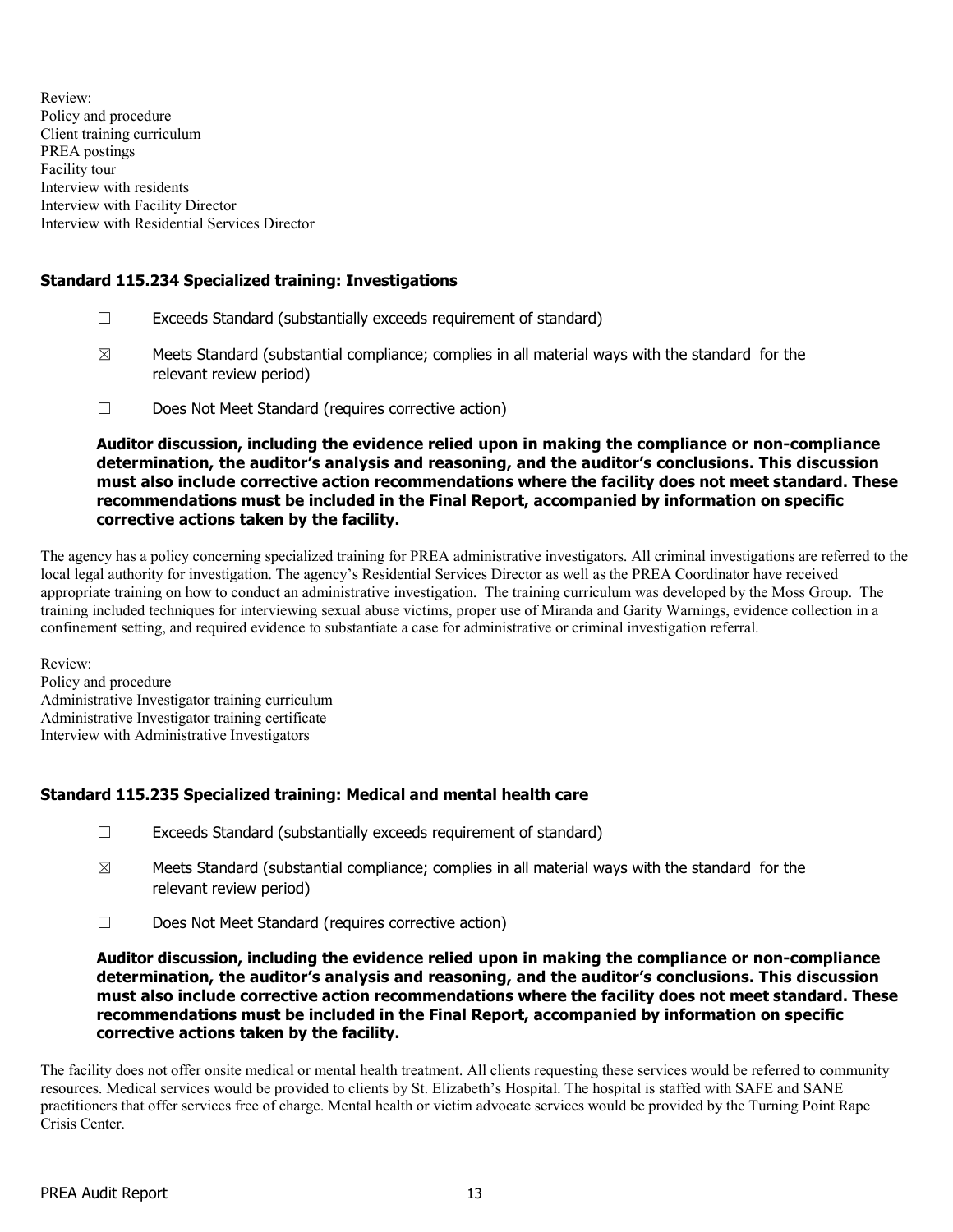Review:
Policy and procedure
Client training curriculum
PREA postings
Facility tour
Interview with residents
Interview with Facility Director
Interview with Residential Services Director

### Standard 115.234 Specialized training: Investigations

☐ Exceeds Standard (substantially exceeds requirement of standard)

☒ Meets Standard (substantial compliance; complies in all material ways with the standard for the relevant review period)

☐ Does Not Meet Standard (requires corrective action)

**Auditor discussion, including the evidence relied upon in making the compliance or non-compliance determination, the auditor's analysis and reasoning, and the auditor's conclusions. This discussion must also include corrective action recommendations where the facility does not meet standard. These recommendations must be included in the Final Report, accompanied by information on specific corrective actions taken by the facility.**

The agency has a policy concerning specialized training for PREA administrative investigators. All criminal investigations are referred to the local legal authority for investigation. The agency's Residential Services Director as well as the PREA Coordinator have received appropriate training on how to conduct an administrative investigation. The training curriculum was developed by the Moss Group. The training included techniques for interviewing sexual abuse victims, proper use of Miranda and Garity Warnings, evidence collection in a confinement setting, and required evidence to substantiate a case for administrative or criminal investigation referral.

Review:
Policy and procedure
Administrative Investigator training curriculum
Administrative Investigator training certificate
Interview with Administrative Investigators

### Standard 115.235 Specialized training: Medical and mental health care

☐ Exceeds Standard (substantially exceeds requirement of standard)

☒ Meets Standard (substantial compliance; complies in all material ways with the standard for the relevant review period)

☐ Does Not Meet Standard (requires corrective action)

**Auditor discussion, including the evidence relied upon in making the compliance or non-compliance determination, the auditor's analysis and reasoning, and the auditor's conclusions. This discussion must also include corrective action recommendations where the facility does not meet standard. These recommendations must be included in the Final Report, accompanied by information on specific corrective actions taken by the facility.**

The facility does not offer onsite medical or mental health treatment. All clients requesting these services would be referred to community resources. Medical services would be provided to clients by St. Elizabeth's Hospital. The hospital is staffed with SAFE and SANE practitioners that offer services free of charge. Mental health or victim advocate services would be provided by the Turning Point Rape Crisis Center.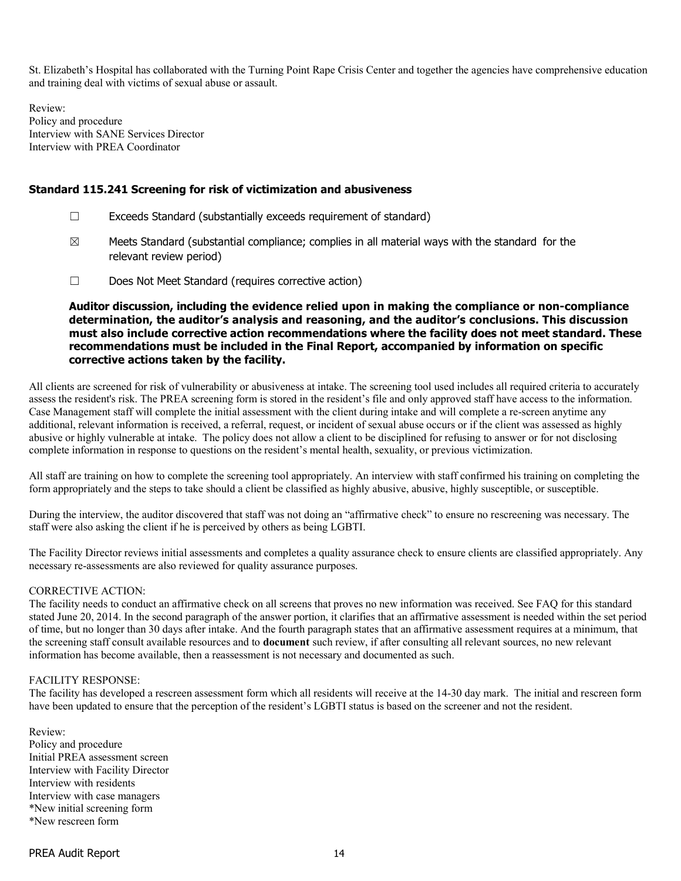St. Elizabeth's Hospital has collaborated with the Turning Point Rape Crisis Center and together the agencies have comprehensive education and training deal with victims of sexual abuse or assault.

Review:
Policy and procedure
Interview with SANE Services Director
Interview with PREA Coordinator

### Standard 115.241 Screening for risk of victimization and abusiveness

☐ Exceeds Standard (substantially exceeds requirement of standard)

☒ Meets Standard (substantial compliance; complies in all material ways with the standard for the relevant review period)

☐ Does Not Meet Standard (requires corrective action)

**Auditor discussion, including the evidence relied upon in making the compliance or non-compliance determination, the auditor's analysis and reasoning, and the auditor's conclusions. This discussion must also include corrective action recommendations where the facility does not meet standard. These recommendations must be included in the Final Report, accompanied by information on specific corrective actions taken by the facility.**

All clients are screened for risk of vulnerability or abusiveness at intake. The screening tool used includes all required criteria to accurately assess the resident's risk. The PREA screening form is stored in the resident's file and only approved staff have access to the information. Case Management staff will complete the initial assessment with the client during intake and will complete a re-screen anytime any additional, relevant information is received, a referral, request, or incident of sexual abuse occurs or if the client was assessed as highly abusive or highly vulnerable at intake. The policy does not allow a client to be disciplined for refusing to answer or for not disclosing complete information in response to questions on the resident's mental health, sexuality, or previous victimization.

All staff are training on how to complete the screening tool appropriately. An interview with staff confirmed his training on completing the form appropriately and the steps to take should a client be classified as highly abusive, abusive, highly susceptible, or susceptible.

During the interview, the auditor discovered that staff was not doing an "affirmative check" to ensure no rescreening was necessary. The staff were also asking the client if he is perceived by others as being LGBTI.

The Facility Director reviews initial assessments and completes a quality assurance check to ensure clients are classified appropriately. Any necessary re-assessments are also reviewed for quality assurance purposes.

CORRECTIVE ACTION:
The facility needs to conduct an affirmative check on all screens that proves no new information was received. See FAQ for this standard stated June 20, 2014. In the second paragraph of the answer portion, it clarifies that an affirmative assessment is needed within the set period of time, but no longer than 30 days after intake. And the fourth paragraph states that an affirmative assessment requires at a minimum, that the screening staff consult available resources and to **document** such review, if after consulting all relevant sources, no new relevant information has become available, then a reassessment is not necessary and documented as such.

FACILITY RESPONSE:
The facility has developed a rescreen assessment form which all residents will receive at the 14-30 day mark. The initial and rescreen form have been updated to ensure that the perception of the resident's LGBTI status is based on the screener and not the resident.

Review:
Policy and procedure
Initial PREA assessment screen
Interview with Facility Director
Interview with residents
Interview with case managers
*New initial screening form
*New rescreen form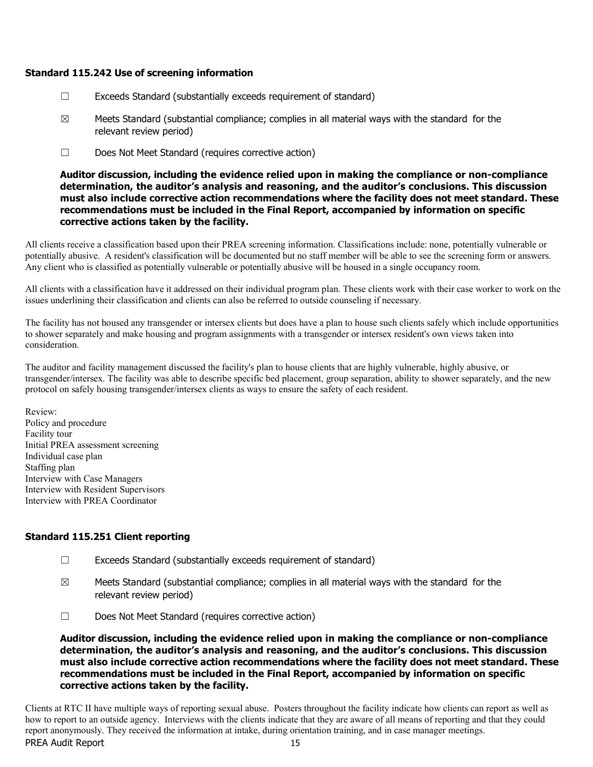### Standard 115.242 Use of screening information

☐ Exceeds Standard (substantially exceeds requirement of standard)

☒ Meets Standard (substantial compliance; complies in all material ways with the standard for the relevant review period)

☐ Does Not Meet Standard (requires corrective action)

**Auditor discussion, including the evidence relied upon in making the compliance or non-compliance determination, the auditor's analysis and reasoning, and the auditor's conclusions. This discussion must also include corrective action recommendations where the facility does not meet standard. These recommendations must be included in the Final Report, accompanied by information on specific corrective actions taken by the facility.**

All clients receive a classification based upon their PREA screening information. Classifications include: none, potentially vulnerable or potentially abusive. A resident's classification will be documented but no staff member will be able to see the screening form or answers. Any client who is classified as potentially vulnerable or potentially abusive will be housed in a single occupancy room.

All clients with a classification have it addressed on their individual program plan. These clients work with their case worker to work on the issues underlining their classification and clients can also be referred to outside counseling if necessary.

The facility has not housed any transgender or intersex clients but does have a plan to house such clients safely which include opportunities to shower separately and make housing and program assignments with a transgender or intersex resident's own views taken into consideration.

The auditor and facility management discussed the facility's plan to house clients that are highly vulnerable, highly abusive, or transgender/intersex. The facility was able to describe specific bed placement, group separation, ability to shower separately, and the new protocol on safely housing transgender/intersex clients as ways to ensure the safety of each resident.

Review:
Policy and procedure
Facility tour
Initial PREA assessment screening
Individual case plan
Staffing plan
Interview with Case Managers
Interview with Resident Supervisors
Interview with PREA Coordinator

### Standard 115.251 Client reporting

☐ Exceeds Standard (substantially exceeds requirement of standard)

☒ Meets Standard (substantial compliance; complies in all material ways with the standard for the relevant review period)

☐ Does Not Meet Standard (requires corrective action)

**Auditor discussion, including the evidence relied upon in making the compliance or non-compliance determination, the auditor's analysis and reasoning, and the auditor's conclusions. This discussion must also include corrective action recommendations where the facility does not meet standard. These recommendations must be included in the Final Report, accompanied by information on specific corrective actions taken by the facility.**

Clients at RTC II have multiple ways of reporting sexual abuse. Posters throughout the facility indicate how clients can report as well as how to report to an outside agency. Interviews with the clients indicate that they are aware of all means of reporting and that they could report anonymously. They received the information at intake, during orientation training, and in case manager meetings.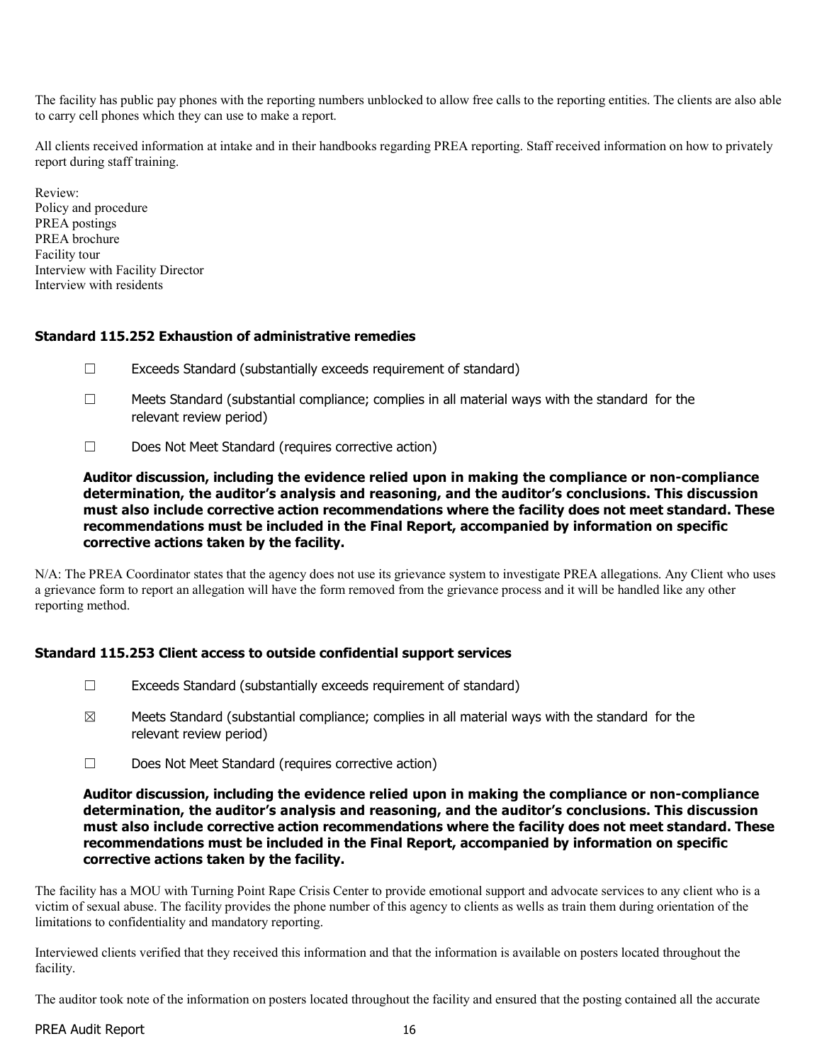The facility has public pay phones with the reporting numbers unblocked to allow free calls to the reporting entities. The clients are also able to carry cell phones which they can use to make a report.

All clients received information at intake and in their handbooks regarding PREA reporting. Staff received information on how to privately report during staff training.

Review:
Policy and procedure
PREA postings
PREA brochure
Facility tour
Interview with Facility Director
Interview with residents

### Standard 115.252 Exhaustion of administrative remedies

- ☐ Exceeds Standard (substantially exceeds requirement of standard)
- ☐ Meets Standard (substantial compliance; complies in all material ways with the standard for the relevant review period)
- ☐ Does Not Meet Standard (requires corrective action)

**Auditor discussion, including the evidence relied upon in making the compliance or non-compliance determination, the auditor's analysis and reasoning, and the auditor's conclusions. This discussion must also include corrective action recommendations where the facility does not meet standard. These recommendations must be included in the Final Report, accompanied by information on specific corrective actions taken by the facility.**

N/A: The PREA Coordinator states that the agency does not use its grievance system to investigate PREA allegations. Any Client who uses a grievance form to report an allegation will have the form removed from the grievance process and it will be handled like any other reporting method.

### Standard 115.253 Client access to outside confidential support services

- ☐ Exceeds Standard (substantially exceeds requirement of standard)
- ☒ Meets Standard (substantial compliance; complies in all material ways with the standard for the relevant review period)
- ☐ Does Not Meet Standard (requires corrective action)

**Auditor discussion, including the evidence relied upon in making the compliance or non-compliance determination, the auditor's analysis and reasoning, and the auditor's conclusions. This discussion must also include corrective action recommendations where the facility does not meet standard. These recommendations must be included in the Final Report, accompanied by information on specific corrective actions taken by the facility.**

The facility has a MOU with Turning Point Rape Crisis Center to provide emotional support and advocate services to any client who is a victim of sexual abuse. The facility provides the phone number of this agency to clients as wells as train them during orientation of the limitations to confidentiality and mandatory reporting.

Interviewed clients verified that they received this information and that the information is available on posters located throughout the facility.

The auditor took note of the information on posters located throughout the facility and ensured that the posting contained all the accurate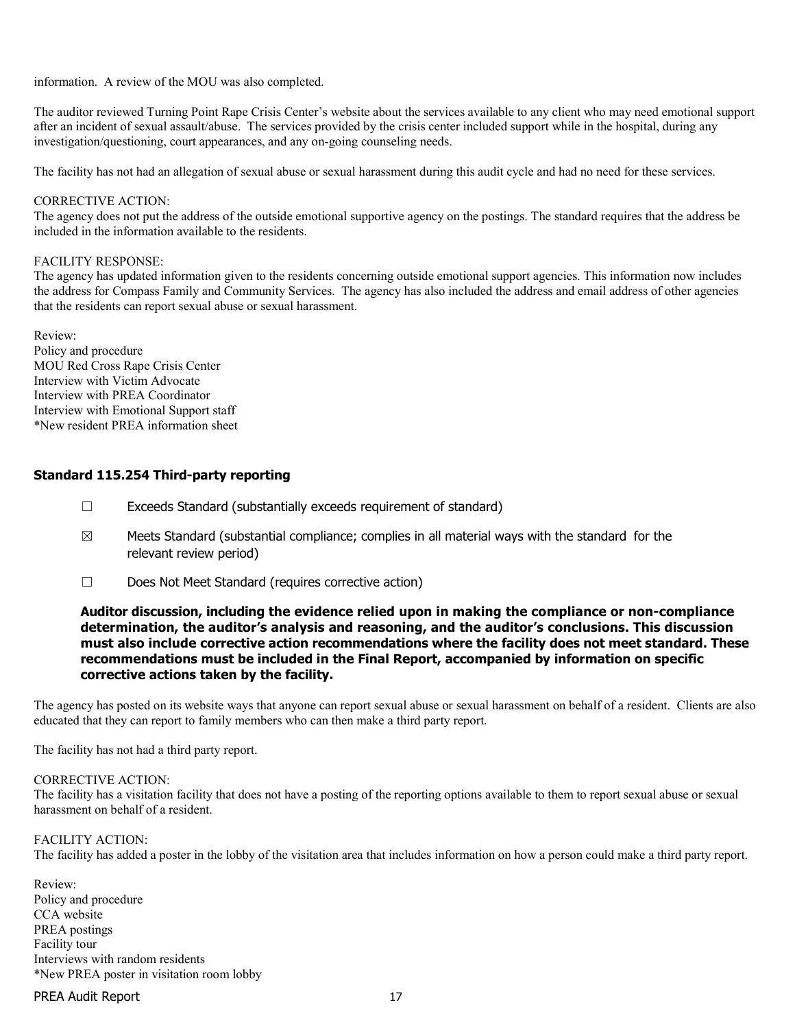information. A review of the MOU was also completed.

The auditor reviewed Turning Point Rape Crisis Center's website about the services available to any client who may need emotional support after an incident of sexual assault/abuse. The services provided by the crisis center included support while in the hospital, during any investigation/questioning, court appearances, and any on-going counseling needs.

The facility has not had an allegation of sexual abuse or sexual harassment during this audit cycle and had no need for these services.

CORRECTIVE ACTION:
The agency does not put the address of the outside emotional supportive agency on the postings. The standard requires that the address be included in the information available to the residents.

FACILITY RESPONSE:
The agency has updated information given to the residents concerning outside emotional support agencies. This information now includes the address for Compass Family and Community Services. The agency has also included the address and email address of other agencies that the residents can report sexual abuse or sexual harassment.

Review:
Policy and procedure
MOU Red Cross Rape Crisis Center
Interview with Victim Advocate
Interview with PREA Coordinator
Interview with Emotional Support staff
*New resident PREA information sheet

### Standard 115.254 Third-party reporting

☐ Exceeds Standard (substantially exceeds requirement of standard)

☒ Meets Standard (substantial compliance; complies in all material ways with the standard for the relevant review period)

☐ Does Not Meet Standard (requires corrective action)

**Auditor discussion, including the evidence relied upon in making the compliance or non-compliance determination, the auditor's analysis and reasoning, and the auditor's conclusions. This discussion must also include corrective action recommendations where the facility does not meet standard. These recommendations must be included in the Final Report, accompanied by information on specific corrective actions taken by the facility.**

The agency has posted on its website ways that anyone can report sexual abuse or sexual harassment on behalf of a resident. Clients are also educated that they can report to family members who can then make a third party report.

The facility has not had a third party report.

CORRECTIVE ACTION:
The facility has a visitation facility that does not have a posting of the reporting options available to them to report sexual abuse or sexual harassment on behalf of a resident.

FACILITY ACTION:
The facility has added a poster in the lobby of the visitation area that includes information on how a person could make a third party report.

Review:
Policy and procedure
CCA website
PREA postings
Facility tour
Interviews with random residents
*New PREA poster in visitation room lobby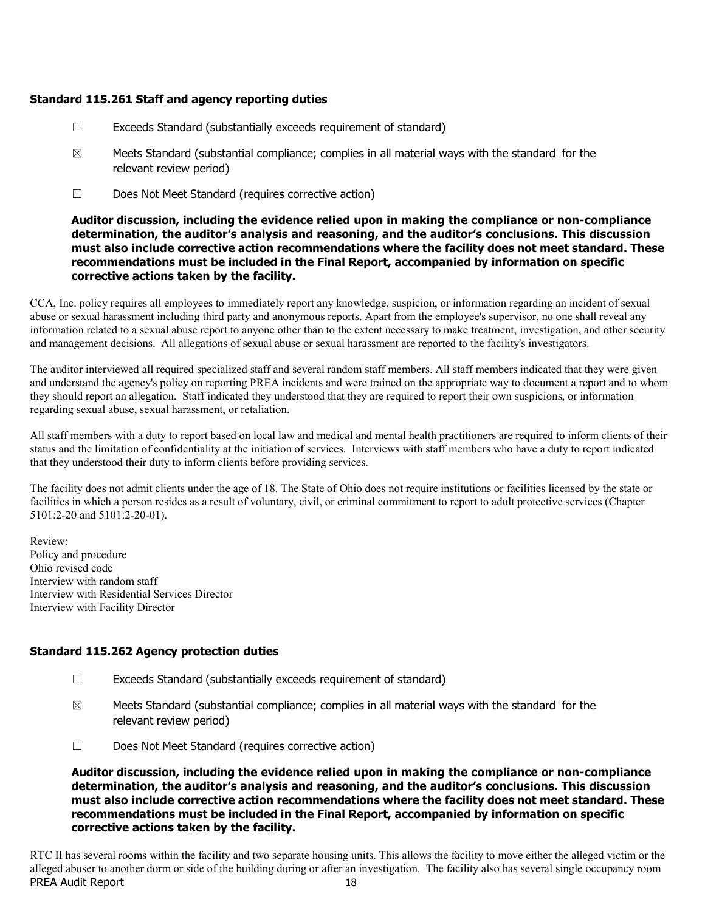### Standard 115.261 Staff and agency reporting duties

☐ Exceeds Standard (substantially exceeds requirement of standard)

☒ Meets Standard (substantial compliance; complies in all material ways with the standard for the relevant review period)

☐ Does Not Meet Standard (requires corrective action)

**Auditor discussion, including the evidence relied upon in making the compliance or non-compliance determination, the auditor's analysis and reasoning, and the auditor's conclusions. This discussion must also include corrective action recommendations where the facility does not meet standard. These recommendations must be included in the Final Report, accompanied by information on specific corrective actions taken by the facility.**

CCA, Inc. policy requires all employees to immediately report any knowledge, suspicion, or information regarding an incident of sexual abuse or sexual harassment including third party and anonymous reports. Apart from the employee's supervisor, no one shall reveal any information related to a sexual abuse report to anyone other than to the extent necessary to make treatment, investigation, and other security and management decisions. All allegations of sexual abuse or sexual harassment are reported to the facility's investigators.

The auditor interviewed all required specialized staff and several random staff members. All staff members indicated that they were given and understand the agency's policy on reporting PREA incidents and were trained on the appropriate way to document a report and to whom they should report an allegation. Staff indicated they understood that they are required to report their own suspicions, or information regarding sexual abuse, sexual harassment, or retaliation.

All staff members with a duty to report based on local law and medical and mental health practitioners are required to inform clients of their status and the limitation of confidentiality at the initiation of services. Interviews with staff members who have a duty to report indicated that they understood their duty to inform clients before providing services.

The facility does not admit clients under the age of 18. The State of Ohio does not require institutions or facilities licensed by the state or facilities in which a person resides as a result of voluntary, civil, or criminal commitment to report to adult protective services (Chapter 5101:2-20 and 5101:2-20-01).

Review:
Policy and procedure
Ohio revised code
Interview with random staff
Interview with Residential Services Director
Interview with Facility Director

### Standard 115.262 Agency protection duties

☐ Exceeds Standard (substantially exceeds requirement of standard)

☒ Meets Standard (substantial compliance; complies in all material ways with the standard for the relevant review period)

☐ Does Not Meet Standard (requires corrective action)

**Auditor discussion, including the evidence relied upon in making the compliance or non-compliance determination, the auditor's analysis and reasoning, and the auditor's conclusions. This discussion must also include corrective action recommendations where the facility does not meet standard. These recommendations must be included in the Final Report, accompanied by information on specific corrective actions taken by the facility.**

RTC II has several rooms within the facility and two separate housing units. This allows the facility to move either the alleged victim or the alleged abuser to another dorm or side of the building during or after an investigation. The facility also has several single occupancy room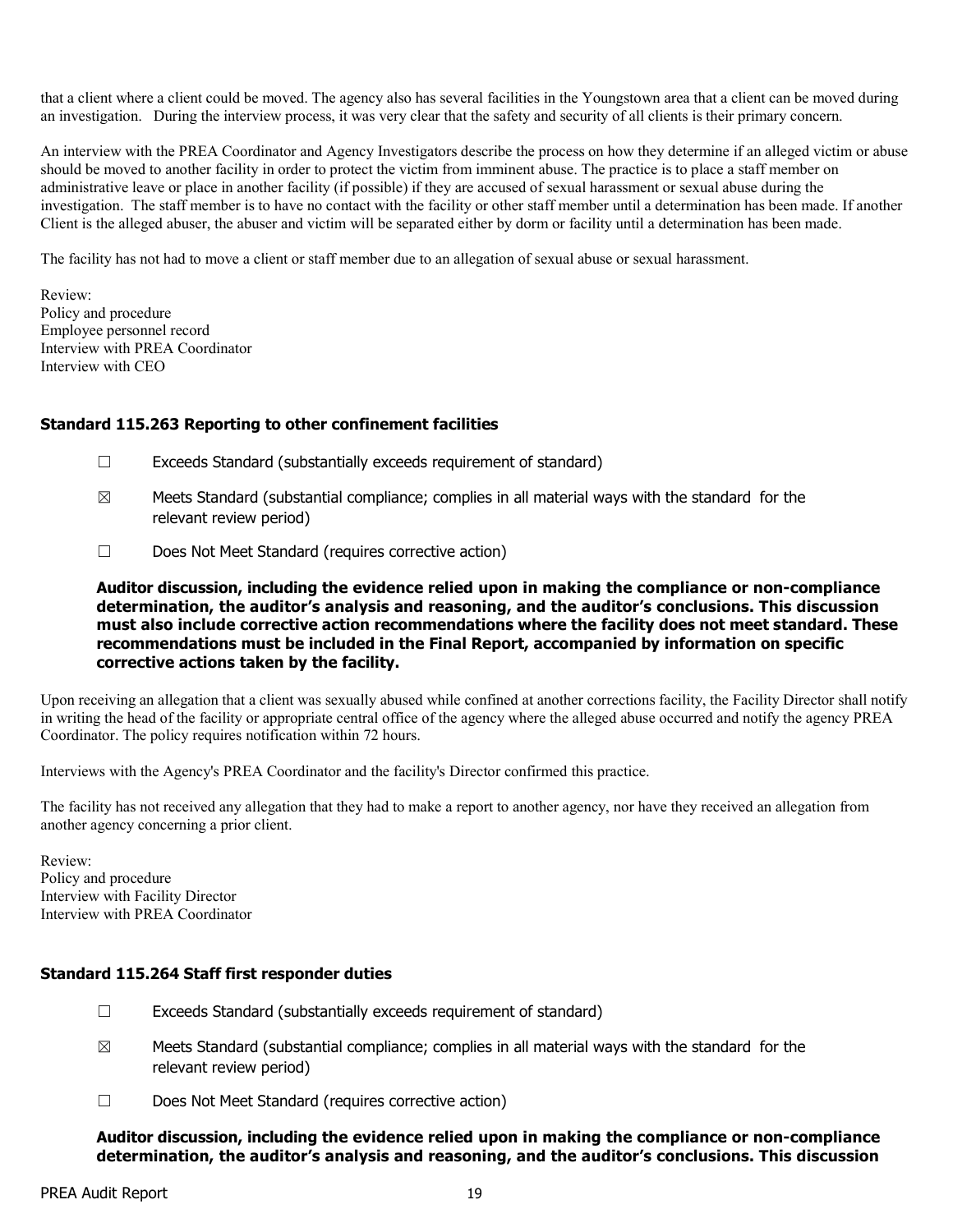that a client where a client could be moved. The agency also has several facilities in the Youngstown area that a client can be moved during an investigation. During the interview process, it was very clear that the safety and security of all clients is their primary concern.

An interview with the PREA Coordinator and Agency Investigators describe the process on how they determine if an alleged victim or abuse should be moved to another facility in order to protect the victim from imminent abuse. The practice is to place a staff member on administrative leave or place in another facility (if possible) if they are accused of sexual harassment or sexual abuse during the investigation. The staff member is to have no contact with the facility or other staff member until a determination has been made. If another Client is the alleged abuser, the abuser and victim will be separated either by dorm or facility until a determination has been made.

The facility has not had to move a client or staff member due to an allegation of sexual abuse or sexual harassment.

Review:
Policy and procedure
Employee personnel record
Interview with PREA Coordinator
Interview with CEO

### Standard 115.263 Reporting to other confinement facilities

☐ Exceeds Standard (substantially exceeds requirement of standard)

☒ Meets Standard (substantial compliance; complies in all material ways with the standard for the relevant review period)

☐ Does Not Meet Standard (requires corrective action)

**Auditor discussion, including the evidence relied upon in making the compliance or non-compliance determination, the auditor's analysis and reasoning, and the auditor's conclusions. This discussion must also include corrective action recommendations where the facility does not meet standard. These recommendations must be included in the Final Report, accompanied by information on specific corrective actions taken by the facility.**

Upon receiving an allegation that a client was sexually abused while confined at another corrections facility, the Facility Director shall notify in writing the head of the facility or appropriate central office of the agency where the alleged abuse occurred and notify the agency PREA Coordinator. The policy requires notification within 72 hours.

Interviews with the Agency's PREA Coordinator and the facility's Director confirmed this practice.

The facility has not received any allegation that they had to make a report to another agency, nor have they received an allegation from another agency concerning a prior client.

Review:
Policy and procedure
Interview with Facility Director
Interview with PREA Coordinator

### Standard 115.264 Staff first responder duties

☐ Exceeds Standard (substantially exceeds requirement of standard)

☒ Meets Standard (substantial compliance; complies in all material ways with the standard for the relevant review period)

☐ Does Not Meet Standard (requires corrective action)

**Auditor discussion, including the evidence relied upon in making the compliance or non-compliance determination, the auditor's analysis and reasoning, and the auditor's conclusions. This discussion**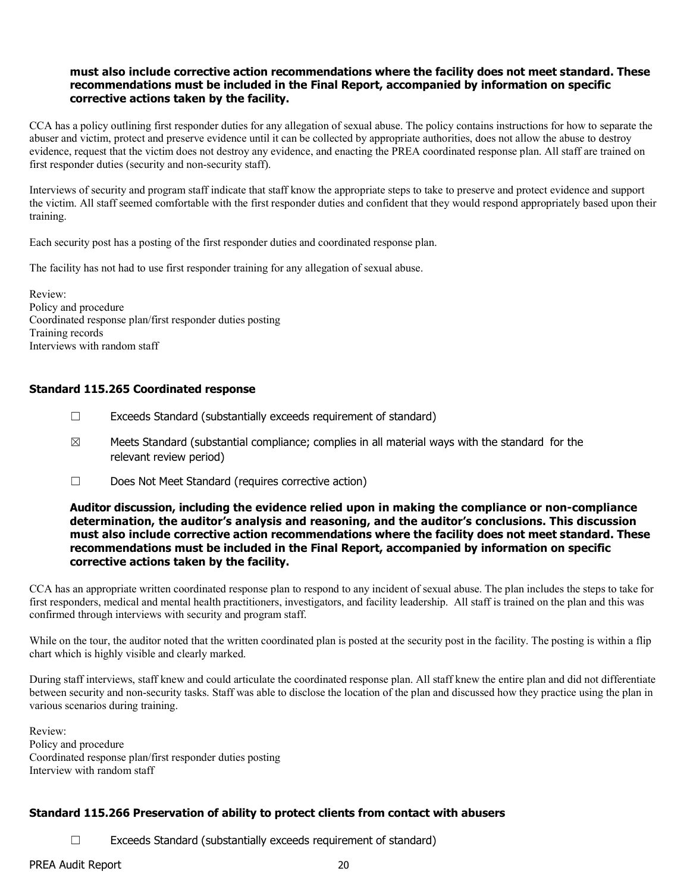**must also include corrective action recommendations where the facility does not meet standard. These recommendations must be included in the Final Report, accompanied by information on specific corrective actions taken by the facility.**

CCA has a policy outlining first responder duties for any allegation of sexual abuse. The policy contains instructions for how to separate the abuser and victim, protect and preserve evidence until it can be collected by appropriate authorities, does not allow the abuse to destroy evidence, request that the victim does not destroy any evidence, and enacting the PREA coordinated response plan. All staff are trained on first responder duties (security and non-security staff).

Interviews of security and program staff indicate that staff know the appropriate steps to take to preserve and protect evidence and support the victim. All staff seemed comfortable with the first responder duties and confident that they would respond appropriately based upon their training.

Each security post has a posting of the first responder duties and coordinated response plan.

The facility has not had to use first responder training for any allegation of sexual abuse.

Review:
Policy and procedure
Coordinated response plan/first responder duties posting
Training records
Interviews with random staff

### Standard 115.265 Coordinated response

☐ Exceeds Standard (substantially exceeds requirement of standard)

☒ Meets Standard (substantial compliance; complies in all material ways with the standard for the relevant review period)

☐ Does Not Meet Standard (requires corrective action)

**Auditor discussion, including the evidence relied upon in making the compliance or non-compliance determination, the auditor's analysis and reasoning, and the auditor's conclusions. This discussion must also include corrective action recommendations where the facility does not meet standard. These recommendations must be included in the Final Report, accompanied by information on specific corrective actions taken by the facility.**

CCA has an appropriate written coordinated response plan to respond to any incident of sexual abuse. The plan includes the steps to take for first responders, medical and mental health practitioners, investigators, and facility leadership. All staff is trained on the plan and this was confirmed through interviews with security and program staff.

While on the tour, the auditor noted that the written coordinated plan is posted at the security post in the facility. The posting is within a flip chart which is highly visible and clearly marked.

During staff interviews, staff knew and could articulate the coordinated response plan. All staff knew the entire plan and did not differentiate between security and non-security tasks. Staff was able to disclose the location of the plan and discussed how they practice using the plan in various scenarios during training.

Review:
Policy and procedure
Coordinated response plan/first responder duties posting
Interview with random staff

### Standard 115.266 Preservation of ability to protect clients from contact with abusers

☐ Exceeds Standard (substantially exceeds requirement of standard)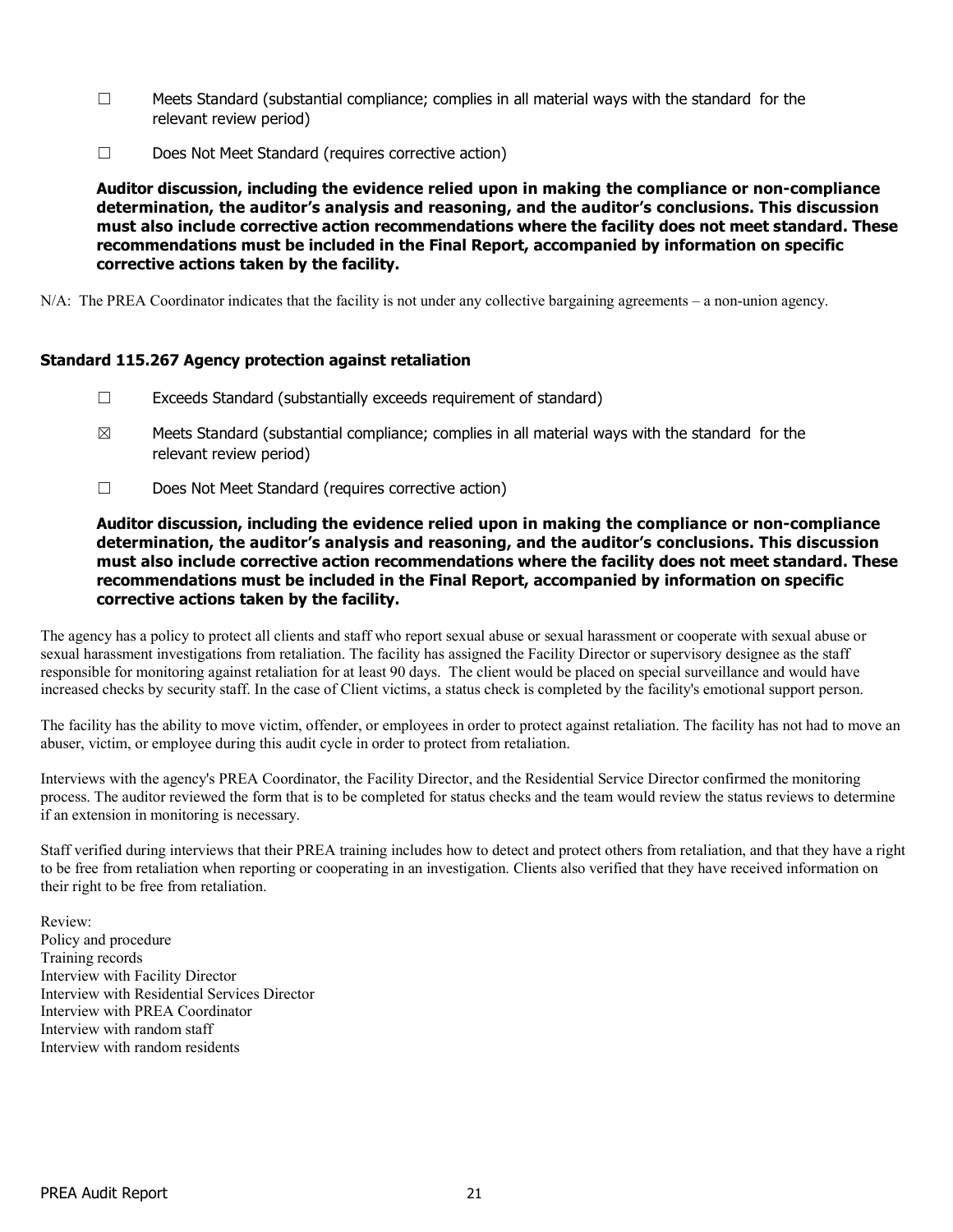☐ Meets Standard (substantial compliance; complies in all material ways with the standard for the relevant review period)

☐ Does Not Meet Standard (requires corrective action)

**Auditor discussion, including the evidence relied upon in making the compliance or non-compliance determination, the auditor's analysis and reasoning, and the auditor's conclusions. This discussion must also include corrective action recommendations where the facility does not meet standard. These recommendations must be included in the Final Report, accompanied by information on specific corrective actions taken by the facility.**

N/A: The PREA Coordinator indicates that the facility is not under any collective bargaining agreements – a non-union agency.

### Standard 115.267 Agency protection against retaliation

☐ Exceeds Standard (substantially exceeds requirement of standard)

☒ Meets Standard (substantial compliance; complies in all material ways with the standard for the relevant review period)

☐ Does Not Meet Standard (requires corrective action)

**Auditor discussion, including the evidence relied upon in making the compliance or non-compliance determination, the auditor's analysis and reasoning, and the auditor's conclusions. This discussion must also include corrective action recommendations where the facility does not meet standard. These recommendations must be included in the Final Report, accompanied by information on specific corrective actions taken by the facility.**

The agency has a policy to protect all clients and staff who report sexual abuse or sexual harassment or cooperate with sexual abuse or sexual harassment investigations from retaliation. The facility has assigned the Facility Director or supervisory designee as the staff responsible for monitoring against retaliation for at least 90 days. The client would be placed on special surveillance and would have increased checks by security staff. In the case of Client victims, a status check is completed by the facility's emotional support person.

The facility has the ability to move victim, offender, or employees in order to protect against retaliation. The facility has not had to move an abuser, victim, or employee during this audit cycle in order to protect from retaliation.

Interviews with the agency's PREA Coordinator, the Facility Director, and the Residential Service Director confirmed the monitoring process. The auditor reviewed the form that is to be completed for status checks and the team would review the status reviews to determine if an extension in monitoring is necessary.

Staff verified during interviews that their PREA training includes how to detect and protect others from retaliation, and that they have a right to be free from retaliation when reporting or cooperating in an investigation. Clients also verified that they have received information on their right to be free from retaliation.

Review:
Policy and procedure
Training records
Interview with Facility Director
Interview with Residential Services Director
Interview with PREA Coordinator
Interview with random staff
Interview with random residents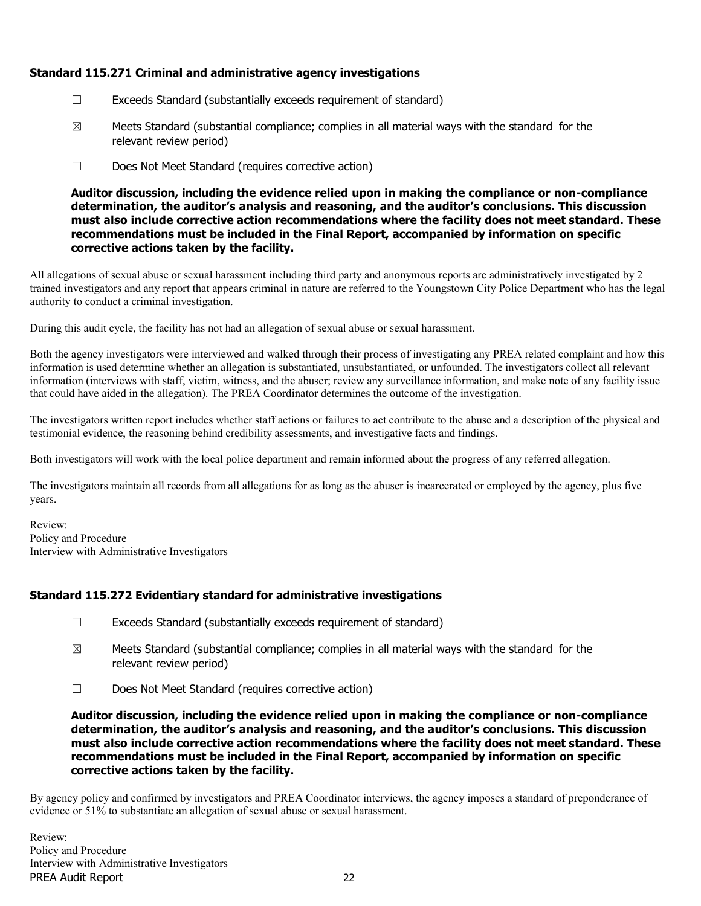### Standard 115.271 Criminal and administrative agency investigations

☐ Exceeds Standard (substantially exceeds requirement of standard)

☒ Meets Standard (substantial compliance; complies in all material ways with the standard for the relevant review period)

☐ Does Not Meet Standard (requires corrective action)

**Auditor discussion, including the evidence relied upon in making the compliance or non-compliance determination, the auditor's analysis and reasoning, and the auditor's conclusions. This discussion must also include corrective action recommendations where the facility does not meet standard. These recommendations must be included in the Final Report, accompanied by information on specific corrective actions taken by the facility.**

All allegations of sexual abuse or sexual harassment including third party and anonymous reports are administratively investigated by 2 trained investigators and any report that appears criminal in nature are referred to the Youngstown City Police Department who has the legal authority to conduct a criminal investigation.

During this audit cycle, the facility has not had an allegation of sexual abuse or sexual harassment.

Both the agency investigators were interviewed and walked through their process of investigating any PREA related complaint and how this information is used determine whether an allegation is substantiated, unsubstantiated, or unfounded. The investigators collect all relevant information (interviews with staff, victim, witness, and the abuser; review any surveillance information, and make note of any facility issue that could have aided in the allegation). The PREA Coordinator determines the outcome of the investigation.

The investigators written report includes whether staff actions or failures to act contribute to the abuse and a description of the physical and testimonial evidence, the reasoning behind credibility assessments, and investigative facts and findings.

Both investigators will work with the local police department and remain informed about the progress of any referred allegation.

The investigators maintain all records from all allegations for as long as the abuser is incarcerated or employed by the agency, plus five years.

Review:
Policy and Procedure
Interview with Administrative Investigators

### Standard 115.272 Evidentiary standard for administrative investigations

☐ Exceeds Standard (substantially exceeds requirement of standard)

☒ Meets Standard (substantial compliance; complies in all material ways with the standard for the relevant review period)

☐ Does Not Meet Standard (requires corrective action)

**Auditor discussion, including the evidence relied upon in making the compliance or non-compliance determination, the auditor's analysis and reasoning, and the auditor's conclusions. This discussion must also include corrective action recommendations where the facility does not meet standard. These recommendations must be included in the Final Report, accompanied by information on specific corrective actions taken by the facility.**

By agency policy and confirmed by investigators and PREA Coordinator interviews, the agency imposes a standard of preponderance of evidence or 51% to substantiate an allegation of sexual abuse or sexual harassment.

Review:
Policy and Procedure
Interview with Administrative Investigators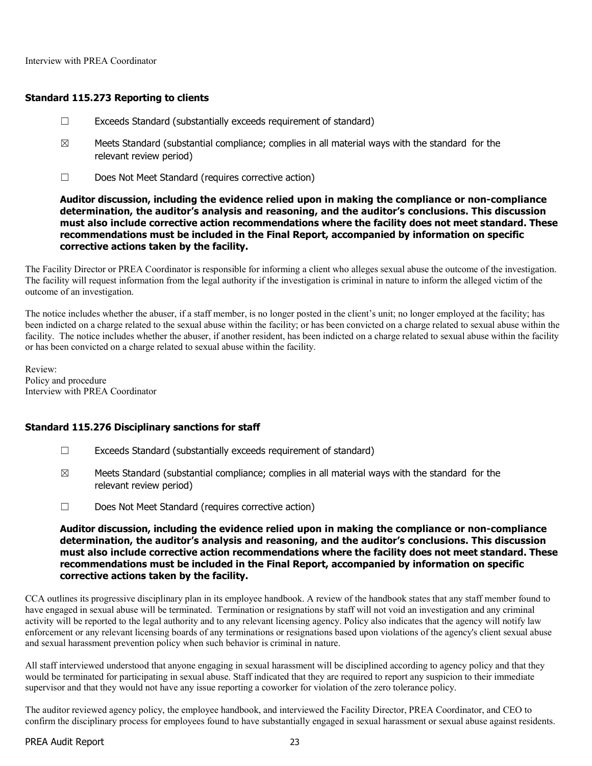Interview with PREA Coordinator

### Standard 115.273 Reporting to clients

☐ Exceeds Standard (substantially exceeds requirement of standard)

☒ Meets Standard (substantial compliance; complies in all material ways with the standard for the relevant review period)

☐ Does Not Meet Standard (requires corrective action)

**Auditor discussion, including the evidence relied upon in making the compliance or non-compliance determination, the auditor's analysis and reasoning, and the auditor's conclusions. This discussion must also include corrective action recommendations where the facility does not meet standard. These recommendations must be included in the Final Report, accompanied by information on specific corrective actions taken by the facility.**

The Facility Director or PREA Coordinator is responsible for informing a client who alleges sexual abuse the outcome of the investigation. The facility will request information from the legal authority if the investigation is criminal in nature to inform the alleged victim of the outcome of an investigation.

The notice includes whether the abuser, if a staff member, is no longer posted in the client's unit; no longer employed at the facility; has been indicted on a charge related to the sexual abuse within the facility; or has been convicted on a charge related to sexual abuse within the facility. The notice includes whether the abuser, if another resident, has been indicted on a charge related to sexual abuse within the facility or has been convicted on a charge related to sexual abuse within the facility.

Review:
Policy and procedure
Interview with PREA Coordinator

### Standard 115.276 Disciplinary sanctions for staff

☐ Exceeds Standard (substantially exceeds requirement of standard)

☒ Meets Standard (substantial compliance; complies in all material ways with the standard for the relevant review period)

☐ Does Not Meet Standard (requires corrective action)

**Auditor discussion, including the evidence relied upon in making the compliance or non-compliance determination, the auditor's analysis and reasoning, and the auditor's conclusions. This discussion must also include corrective action recommendations where the facility does not meet standard. These recommendations must be included in the Final Report, accompanied by information on specific corrective actions taken by the facility.**

CCA outlines its progressive disciplinary plan in its employee handbook. A review of the handbook states that any staff member found to have engaged in sexual abuse will be terminated. Termination or resignations by staff will not void an investigation and any criminal activity will be reported to the legal authority and to any relevant licensing agency. Policy also indicates that the agency will notify law enforcement or any relevant licensing boards of any terminations or resignations based upon violations of the agency's client sexual abuse and sexual harassment prevention policy when such behavior is criminal in nature.

All staff interviewed understood that anyone engaging in sexual harassment will be disciplined according to agency policy and that they would be terminated for participating in sexual abuse. Staff indicated that they are required to report any suspicion to their immediate supervisor and that they would not have any issue reporting a coworker for violation of the zero tolerance policy.

The auditor reviewed agency policy, the employee handbook, and interviewed the Facility Director, PREA Coordinator, and CEO to confirm the disciplinary process for employees found to have substantially engaged in sexual harassment or sexual abuse against residents.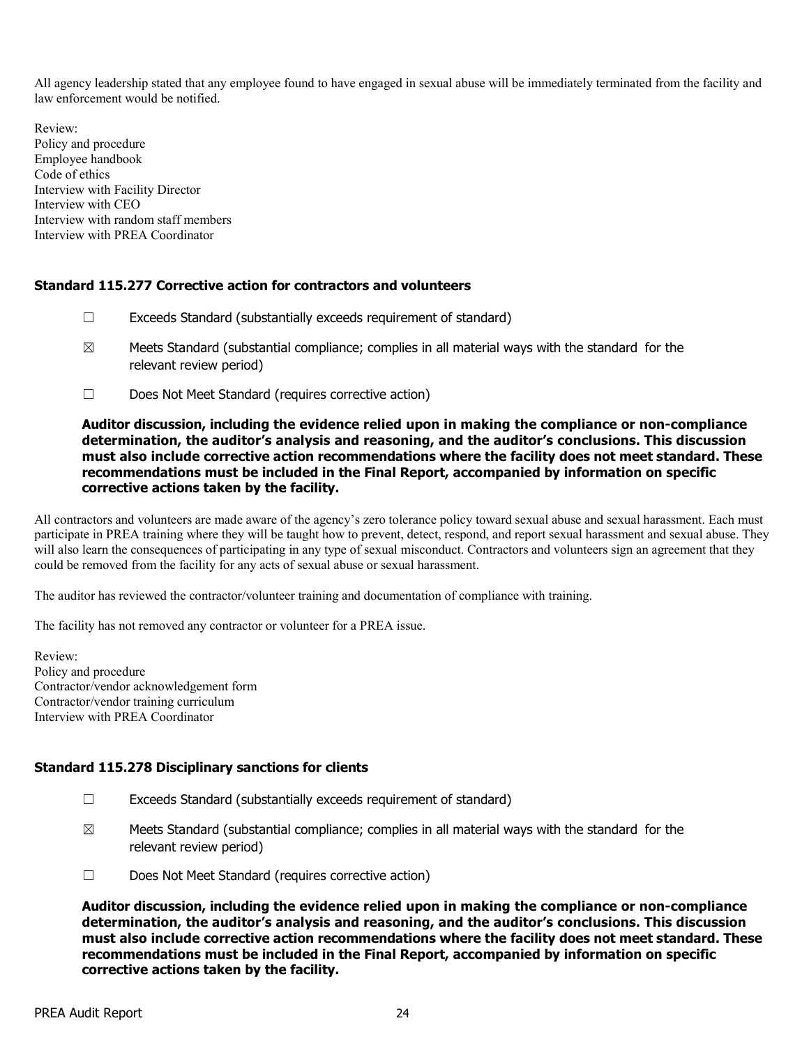All agency leadership stated that any employee found to have engaged in sexual abuse will be immediately terminated from the facility and law enforcement would be notified.

Review:
Policy and procedure
Employee handbook
Code of ethics
Interview with Facility Director
Interview with CEO
Interview with random staff members
Interview with PREA Coordinator

### Standard 115.277 Corrective action for contractors and volunteers

☐ Exceeds Standard (substantially exceeds requirement of standard)

☒ Meets Standard (substantial compliance; complies in all material ways with the standard for the relevant review period)

☐ Does Not Meet Standard (requires corrective action)

**Auditor discussion, including the evidence relied upon in making the compliance or non-compliance determination, the auditor's analysis and reasoning, and the auditor's conclusions. This discussion must also include corrective action recommendations where the facility does not meet standard. These recommendations must be included in the Final Report, accompanied by information on specific corrective actions taken by the facility.**

All contractors and volunteers are made aware of the agency's zero tolerance policy toward sexual abuse and sexual harassment. Each must participate in PREA training where they will be taught how to prevent, detect, respond, and report sexual harassment and sexual abuse. They will also learn the consequences of participating in any type of sexual misconduct. Contractors and volunteers sign an agreement that they could be removed from the facility for any acts of sexual abuse or sexual harassment.

The auditor has reviewed the contractor/volunteer training and documentation of compliance with training.

The facility has not removed any contractor or volunteer for a PREA issue.

Review:
Policy and procedure
Contractor/vendor acknowledgement form
Contractor/vendor training curriculum
Interview with PREA Coordinator

### Standard 115.278 Disciplinary sanctions for clients

☐ Exceeds Standard (substantially exceeds requirement of standard)

☒ Meets Standard (substantial compliance; complies in all material ways with the standard for the relevant review period)

☐ Does Not Meet Standard (requires corrective action)

**Auditor discussion, including the evidence relied upon in making the compliance or non-compliance determination, the auditor's analysis and reasoning, and the auditor's conclusions. This discussion must also include corrective action recommendations where the facility does not meet standard. These recommendations must be included in the Final Report, accompanied by information on specific corrective actions taken by the facility.**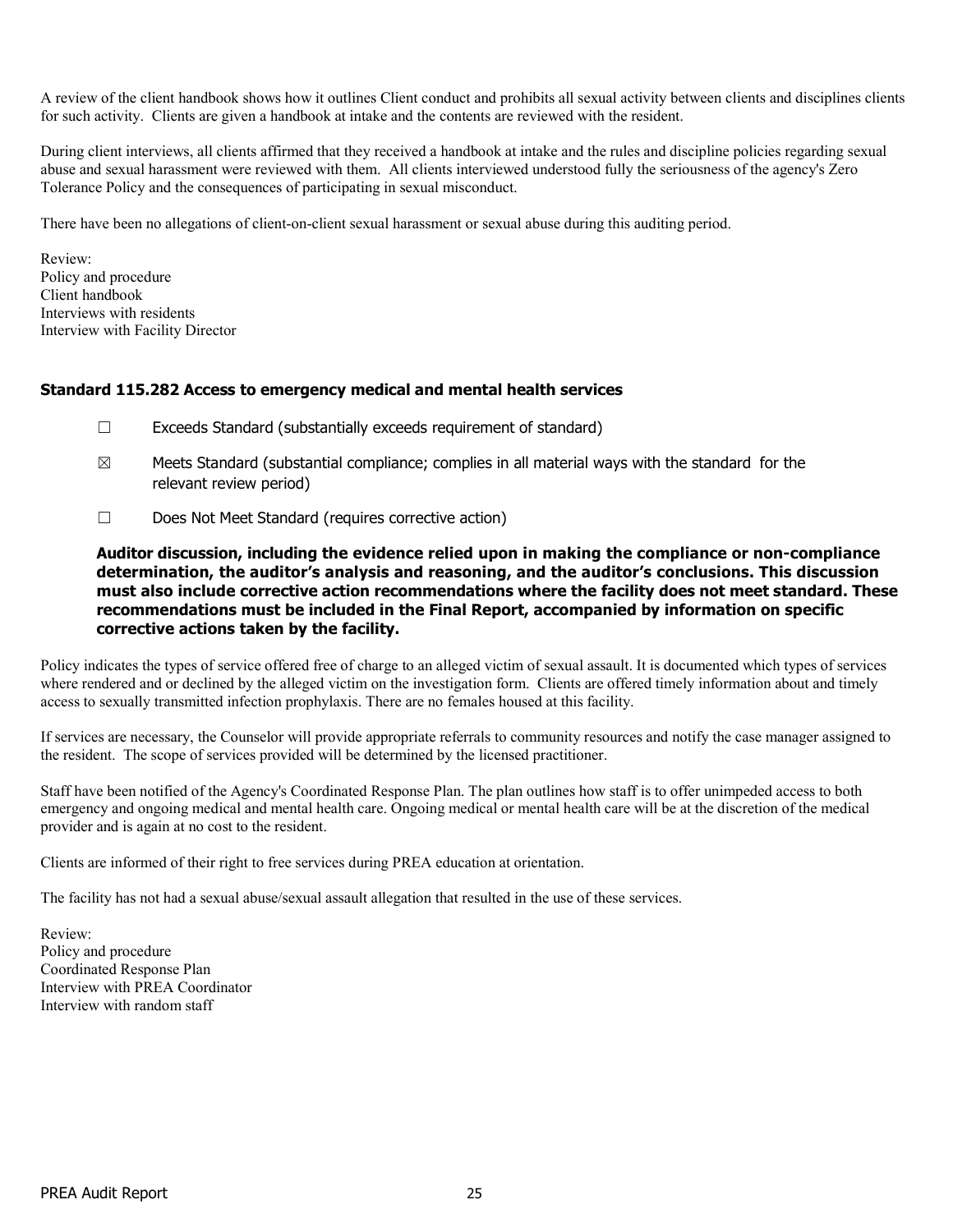A review of the client handbook shows how it outlines Client conduct and prohibits all sexual activity between clients and disciplines clients for such activity. Clients are given a handbook at intake and the contents are reviewed with the resident.

During client interviews, all clients affirmed that they received a handbook at intake and the rules and discipline policies regarding sexual abuse and sexual harassment were reviewed with them. All clients interviewed understood fully the seriousness of the agency's Zero Tolerance Policy and the consequences of participating in sexual misconduct.

There have been no allegations of client-on-client sexual harassment or sexual abuse during this auditing period.

Review:
Policy and procedure
Client handbook
Interviews with residents
Interview with Facility Director

### Standard 115.282 Access to emergency medical and mental health services

☐ Exceeds Standard (substantially exceeds requirement of standard)

☒ Meets Standard (substantial compliance; complies in all material ways with the standard for the relevant review period)

☐ Does Not Meet Standard (requires corrective action)

**Auditor discussion, including the evidence relied upon in making the compliance or non-compliance determination, the auditor's analysis and reasoning, and the auditor's conclusions. This discussion must also include corrective action recommendations where the facility does not meet standard. These recommendations must be included in the Final Report, accompanied by information on specific corrective actions taken by the facility.**

Policy indicates the types of service offered free of charge to an alleged victim of sexual assault. It is documented which types of services where rendered and or declined by the alleged victim on the investigation form. Clients are offered timely information about and timely access to sexually transmitted infection prophylaxis. There are no females housed at this facility.

If services are necessary, the Counselor will provide appropriate referrals to community resources and notify the case manager assigned to the resident. The scope of services provided will be determined by the licensed practitioner.

Staff have been notified of the Agency's Coordinated Response Plan. The plan outlines how staff is to offer unimpeded access to both emergency and ongoing medical and mental health care. Ongoing medical or mental health care will be at the discretion of the medical provider and is again at no cost to the resident.

Clients are informed of their right to free services during PREA education at orientation.

The facility has not had a sexual abuse/sexual assault allegation that resulted in the use of these services.

Review:
Policy and procedure
Coordinated Response Plan
Interview with PREA Coordinator
Interview with random staff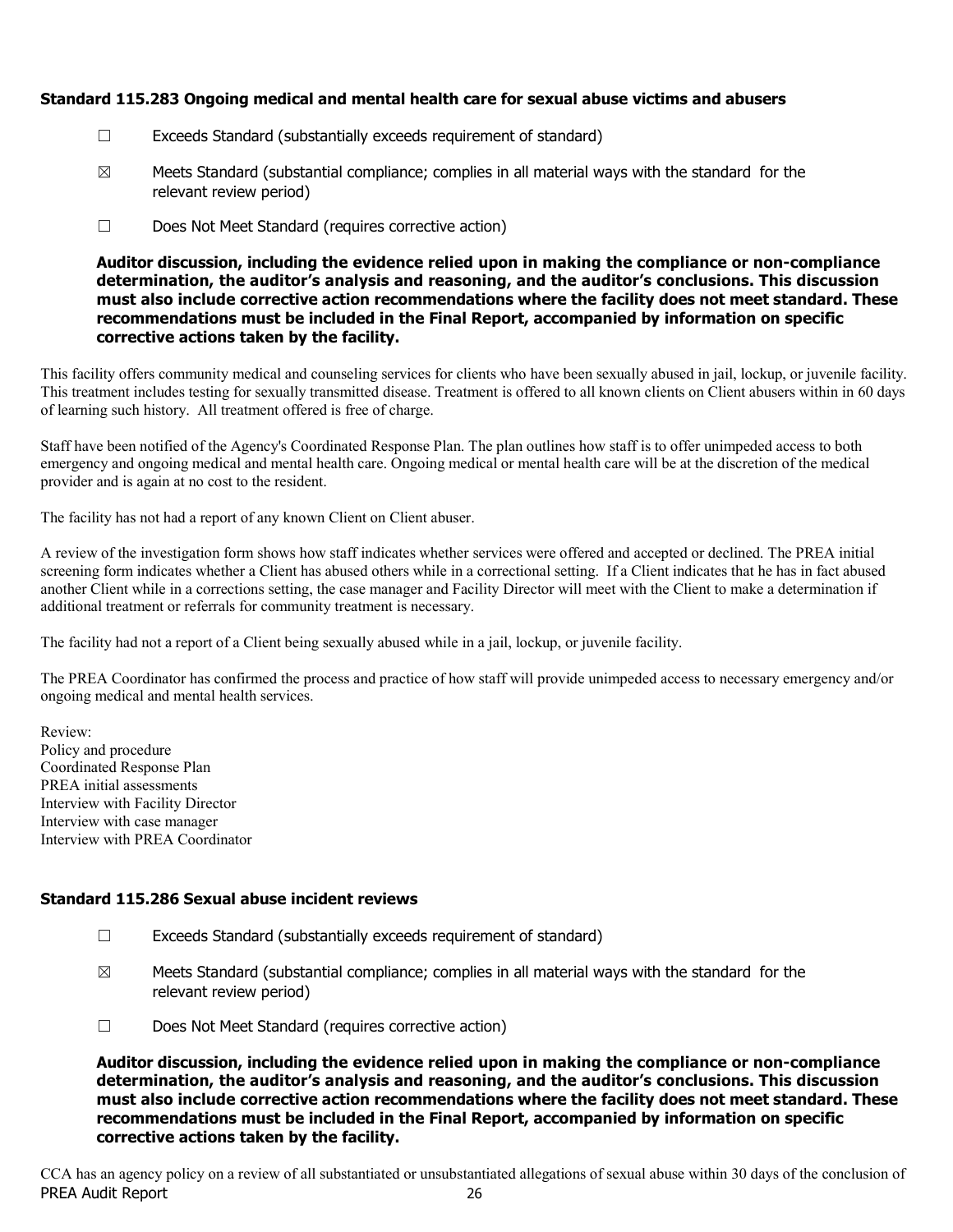### Standard 115.283 Ongoing medical and mental health care for sexual abuse victims and abusers

☐ Exceeds Standard (substantially exceeds requirement of standard)

☒ Meets Standard (substantial compliance; complies in all material ways with the standard for the relevant review period)

☐ Does Not Meet Standard (requires corrective action)

**Auditor discussion, including the evidence relied upon in making the compliance or non-compliance determination, the auditor's analysis and reasoning, and the auditor's conclusions. This discussion must also include corrective action recommendations where the facility does not meet standard. These recommendations must be included in the Final Report, accompanied by information on specific corrective actions taken by the facility.**

This facility offers community medical and counseling services for clients who have been sexually abused in jail, lockup, or juvenile facility. This treatment includes testing for sexually transmitted disease. Treatment is offered to all known clients on Client abusers within in 60 days of learning such history. All treatment offered is free of charge.

Staff have been notified of the Agency's Coordinated Response Plan. The plan outlines how staff is to offer unimpeded access to both emergency and ongoing medical and mental health care. Ongoing medical or mental health care will be at the discretion of the medical provider and is again at no cost to the resident.

The facility has not had a report of any known Client on Client abuser.

A review of the investigation form shows how staff indicates whether services were offered and accepted or declined. The PREA initial screening form indicates whether a Client has abused others while in a correctional setting. If a Client indicates that he has in fact abused another Client while in a corrections setting, the case manager and Facility Director will meet with the Client to make a determination if additional treatment or referrals for community treatment is necessary.

The facility had not a report of a Client being sexually abused while in a jail, lockup, or juvenile facility.

The PREA Coordinator has confirmed the process and practice of how staff will provide unimpeded access to necessary emergency and/or ongoing medical and mental health services.

Review:
Policy and procedure
Coordinated Response Plan
PREA initial assessments
Interview with Facility Director
Interview with case manager
Interview with PREA Coordinator

### Standard 115.286 Sexual abuse incident reviews

☐ Exceeds Standard (substantially exceeds requirement of standard)

☒ Meets Standard (substantial compliance; complies in all material ways with the standard for the relevant review period)

☐ Does Not Meet Standard (requires corrective action)

**Auditor discussion, including the evidence relied upon in making the compliance or non-compliance determination, the auditor's analysis and reasoning, and the auditor's conclusions. This discussion must also include corrective action recommendations where the facility does not meet standard. These recommendations must be included in the Final Report, accompanied by information on specific corrective actions taken by the facility.**

CCA has an agency policy on a review of all substantiated or unsubstantiated allegations of sexual abuse within 30 days of the conclusion of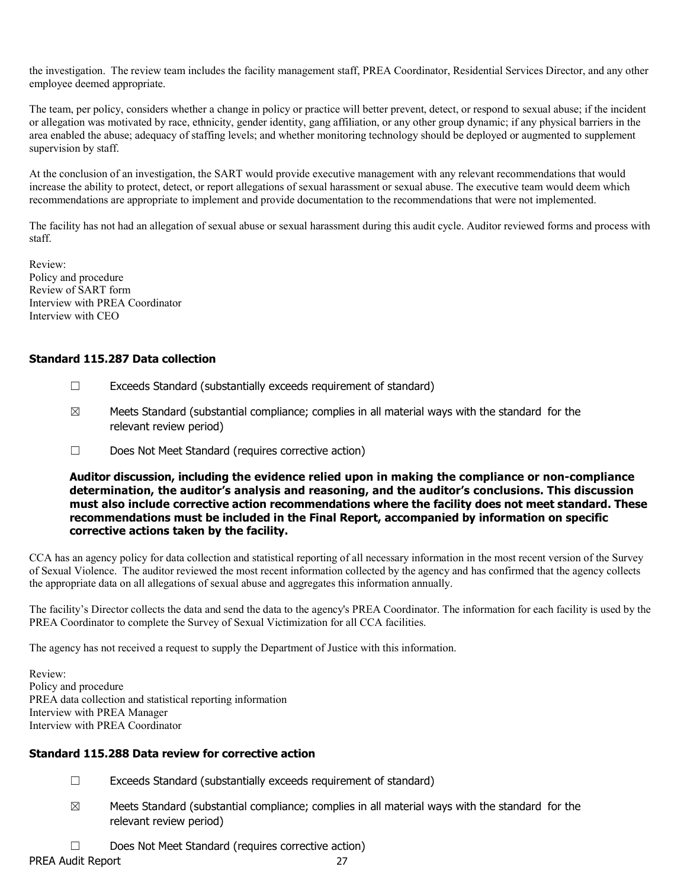the investigation. The review team includes the facility management staff, PREA Coordinator, Residential Services Director, and any other employee deemed appropriate.

The team, per policy, considers whether a change in policy or practice will better prevent, detect, or respond to sexual abuse; if the incident or allegation was motivated by race, ethnicity, gender identity, gang affiliation, or any other group dynamic; if any physical barriers in the area enabled the abuse; adequacy of staffing levels; and whether monitoring technology should be deployed or augmented to supplement supervision by staff.

At the conclusion of an investigation, the SART would provide executive management with any relevant recommendations that would increase the ability to protect, detect, or report allegations of sexual harassment or sexual abuse. The executive team would deem which recommendations are appropriate to implement and provide documentation to the recommendations that were not implemented.

The facility has not had an allegation of sexual abuse or sexual harassment during this audit cycle. Auditor reviewed forms and process with staff.

Review:
Policy and procedure
Review of SART form
Interview with PREA Coordinator
Interview with CEO

### Standard 115.287 Data collection

☐ Exceeds Standard (substantially exceeds requirement of standard)

☒ Meets Standard (substantial compliance; complies in all material ways with the standard for the relevant review period)

☐ Does Not Meet Standard (requires corrective action)

**Auditor discussion, including the evidence relied upon in making the compliance or non-compliance determination, the auditor's analysis and reasoning, and the auditor's conclusions. This discussion must also include corrective action recommendations where the facility does not meet standard. These recommendations must be included in the Final Report, accompanied by information on specific corrective actions taken by the facility.**

CCA has an agency policy for data collection and statistical reporting of all necessary information in the most recent version of the Survey of Sexual Violence. The auditor reviewed the most recent information collected by the agency and has confirmed that the agency collects the appropriate data on all allegations of sexual abuse and aggregates this information annually.

The facility's Director collects the data and send the data to the agency's PREA Coordinator. The information for each facility is used by the PREA Coordinator to complete the Survey of Sexual Victimization for all CCA facilities.

The agency has not received a request to supply the Department of Justice with this information.

Review:
Policy and procedure
PREA data collection and statistical reporting information
Interview with PREA Manager
Interview with PREA Coordinator

### Standard 115.288 Data review for corrective action

☐ Exceeds Standard (substantially exceeds requirement of standard)

☒ Meets Standard (substantial compliance; complies in all material ways with the standard for the relevant review period)

☐ Does Not Meet Standard (requires corrective action)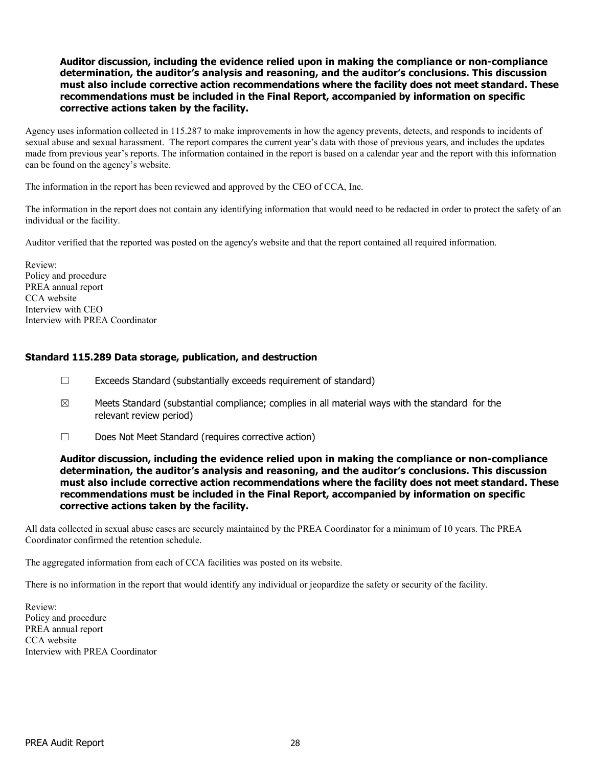**Auditor discussion, including the evidence relied upon in making the compliance or non-compliance determination, the auditor's analysis and reasoning, and the auditor's conclusions. This discussion must also include corrective action recommendations where the facility does not meet standard. These recommendations must be included in the Final Report, accompanied by information on specific corrective actions taken by the facility.**

Agency uses information collected in 115.287 to make improvements in how the agency prevents, detects, and responds to incidents of sexual abuse and sexual harassment. The report compares the current year's data with those of previous years, and includes the updates made from previous year's reports. The information contained in the report is based on a calendar year and the report with this information can be found on the agency's website.

The information in the report has been reviewed and approved by the CEO of CCA, Inc.

The information in the report does not contain any identifying information that would need to be redacted in order to protect the safety of an individual or the facility.

Auditor verified that the reported was posted on the agency's website and that the report contained all required information.

Review:
Policy and procedure
PREA annual report
CCA website
Interview with CEO
Interview with PREA Coordinator

### Standard 115.289 Data storage, publication, and destruction

☐ Exceeds Standard (substantially exceeds requirement of standard)

☒ Meets Standard (substantial compliance; complies in all material ways with the standard for the relevant review period)

☐ Does Not Meet Standard (requires corrective action)

**Auditor discussion, including the evidence relied upon in making the compliance or non-compliance determination, the auditor's analysis and reasoning, and the auditor's conclusions. This discussion must also include corrective action recommendations where the facility does not meet standard. These recommendations must be included in the Final Report, accompanied by information on specific corrective actions taken by the facility.**

All data collected in sexual abuse cases are securely maintained by the PREA Coordinator for a minimum of 10 years. The PREA Coordinator confirmed the retention schedule.

The aggregated information from each of CCA facilities was posted on its website.

There is no information in the report that would identify any individual or jeopardize the safety or security of the facility.

Review:
Policy and procedure
PREA annual report
CCA website
Interview with PREA Coordinator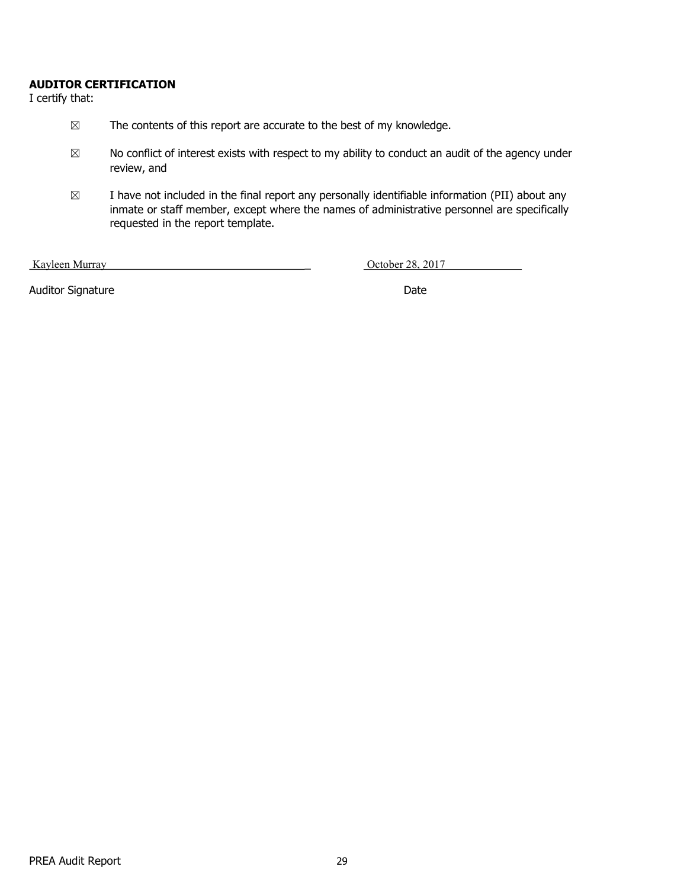**AUDITOR CERTIFICATION**

I certify that:

☒ The contents of this report are accurate to the best of my knowledge.

☒ No conflict of interest exists with respect to my ability to conduct an audit of the agency under review, and

☒ I have not included in the final report any personally identifiable information (PII) about any inmate or staff member, except where the names of administrative personnel are specifically requested in the report template.

Kayleen Murray                                        October 28, 2017

Auditor Signature                                        Date